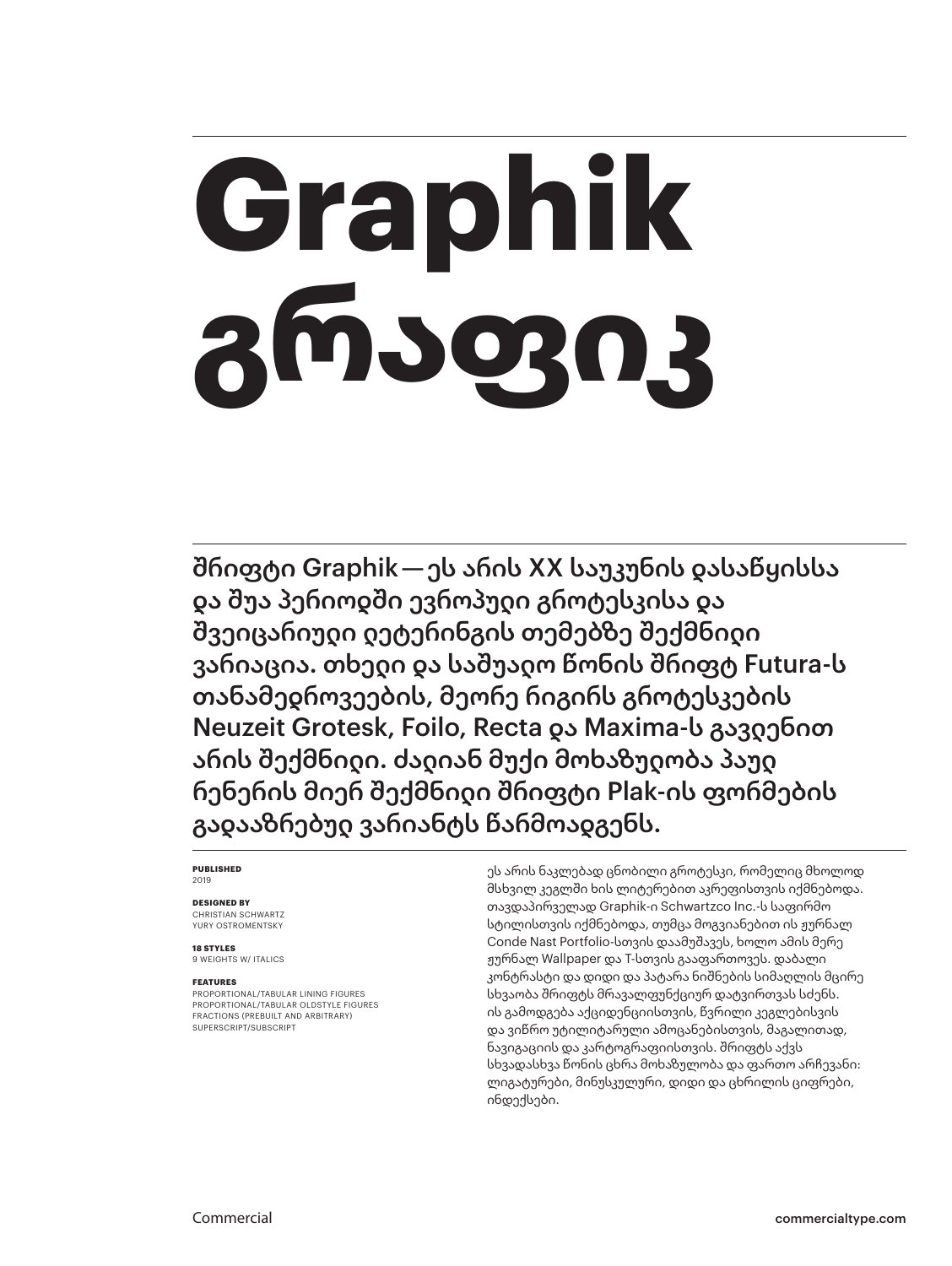# Graphik
# გრაფიკ

შრიფტი Graphik — ეს არის XX საუკუნის დასაწყისსა და შუა პერიოდში ევროპული გროტესკისა და შვეიცარიული ლეტერინგის თემებზე შექმნილი ვარიაცია. თხელი და საშუალო წონის შრიფტ Futura-ს თანამედროვეების, მეორე რიგირს გროტესკების Neuzeit Grotesk, Foilo, Recta და Maxima-ს გავლენით არის შექმნილი. ძალიან მუქი მოხაზულობა პაულ რენერის მიერ შექმნილი შრიფტი Plak-ის ფორმების გადააზრებულ ვარიანტს წარმოადგენს.

**PUBLISHED**
2019

**DESIGNED BY**
CHRISTIAN SCHWARTZ
YURY OSTROMENTSKY

**18 STYLES**
9 WEIGHTS W/ ITALICS

**FEATURES**
PROPORTIONAL/TABULAR LINING FIGURES
PROPORTIONAL/TABULAR OLDSTYLE FIGURES
FRACTIONS (PREBUILT AND ARBITRARY)
SUPERSCRIPT/SUBSCRIPT

ეს არის ნაკლებად ცნობილი გროტესკი, რომელიც მხოლოდ მსხვილ კეგლში ხის ლიტერებით აკრეფისთვის იქმნებოდა. თავდაპირველად Graphik-ი Schwartzco Inc.-ს საფირმო სტილისთვის იქმნებოდა, თუმცა მოგვიანებით ის ჟურნალ Conde Nast Portfolio-სთვის დაამუშავეს, ხოლო ამის მერე ჟურნალ Wallpaper და T-სთვის გააფართოვეს. დაბალი კონტრასტი და დიდი და პატარა ნიშნების სიმაღლის მცირე სხვაობა შრიფტს მრავალფუნქციურ დატვირთვას სძენს. ის გამოდგება აქციდენციისთვის, წვრილი კეგლებისვის და ვიწრო უტილიტარული ამოცანებისთვის, მაგალითად, ნავიგაციის და კარტოგრაფიისთვის. შრიფტს აქვს სხვადასხვა წონის ცხრა მოხაზულობა და ფართო არჩევანი: ლიგატურები, მინუსკულური, დიდი და ცხრილის ციფრები, ინდექსები.

Commercial **commercialtype.com**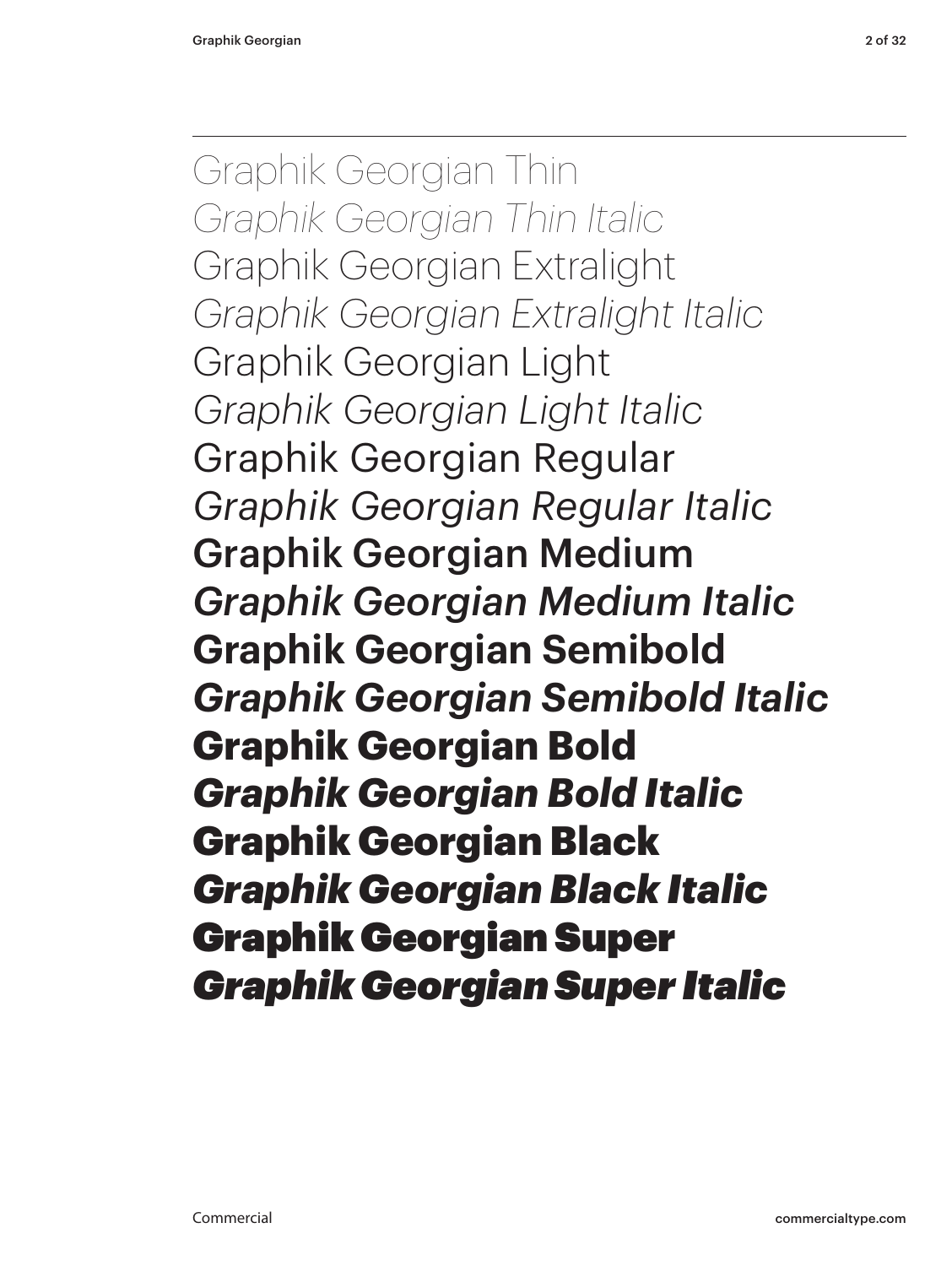Graphik Georgian Thin

*Graphik Georgian Thin Italic*

Graphik Georgian Extralight

*Graphik Georgian Extralight Italic*

Graphik Georgian Light

*Graphik Georgian Light Italic*

Graphik Georgian Regular

*Graphik Georgian Regular Italic*

**Graphik Georgian Medium**

***Graphik Georgian Medium Italic***

**Graphik Georgian Semibold**

***Graphik Georgian Semibold Italic***

**Graphik Georgian Bold**

***Graphik Georgian Bold Italic***

**Graphik Georgian Black**

***Graphik Georgian Black Italic***

**Graphik Georgian Super**

***Graphik Georgian Super Italic***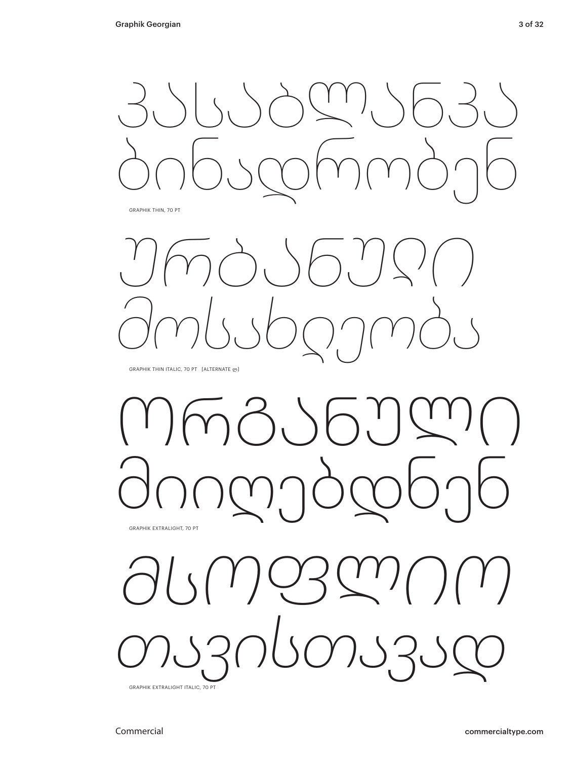კასაბლანკა ბინადრობენ

GRAPHIK THIN, 70 PT

*ურბანული მოსახლეობა*

GRAPHIK THIN ITALIC, 70 PT [ALTERNATE ლ]

ორგანული მიიღებდნენ

GRAPHIK EXTRALIGHT, 70 PT

*მსოფლიო თავისთავად*

GRAPHIK EXTRALIGHT ITALIC, 70 PT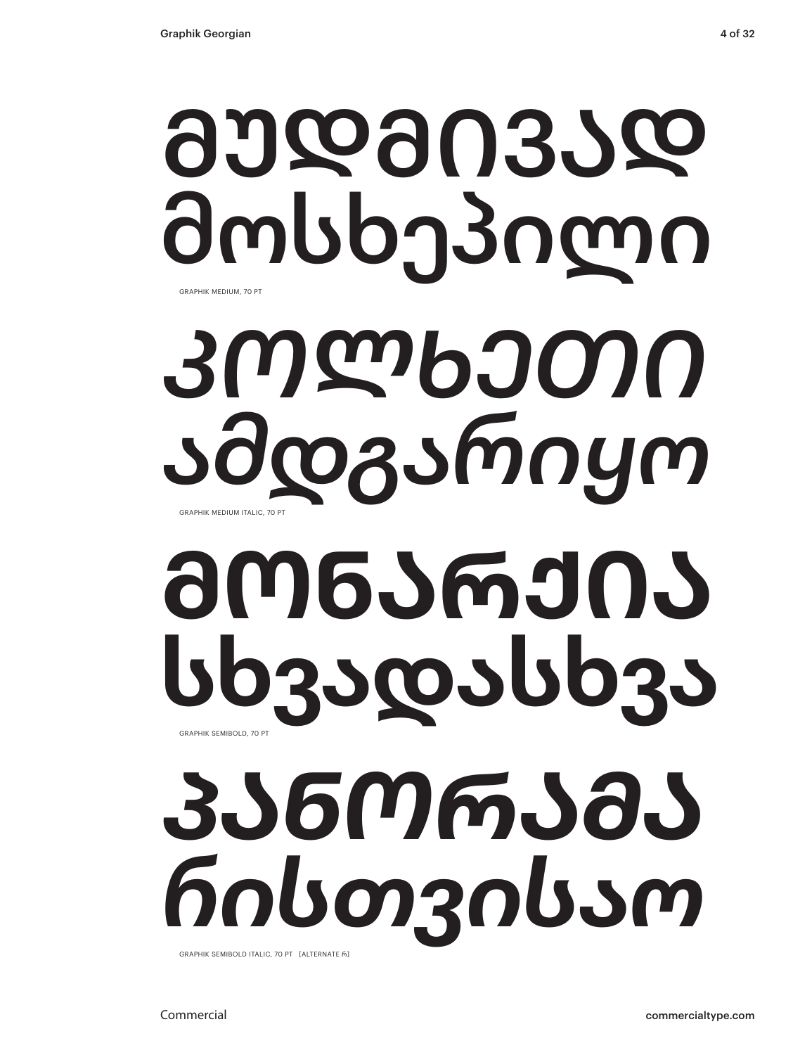# მუდმივად მოსხეპილი

GRAPHIK MEDIUM, 70 PT

*კოლხეთი ამდგარიყო*

GRAPHIK MEDIUM ITALIC, 70 PT

**მონარქია სხვადასხვა**

GRAPHIK SEMIBOLD, 70 PT

***პანორამა რისთვისაო***

GRAPHIK SEMIBOLD ITALIC, 70 PT [ALTERNATE რ]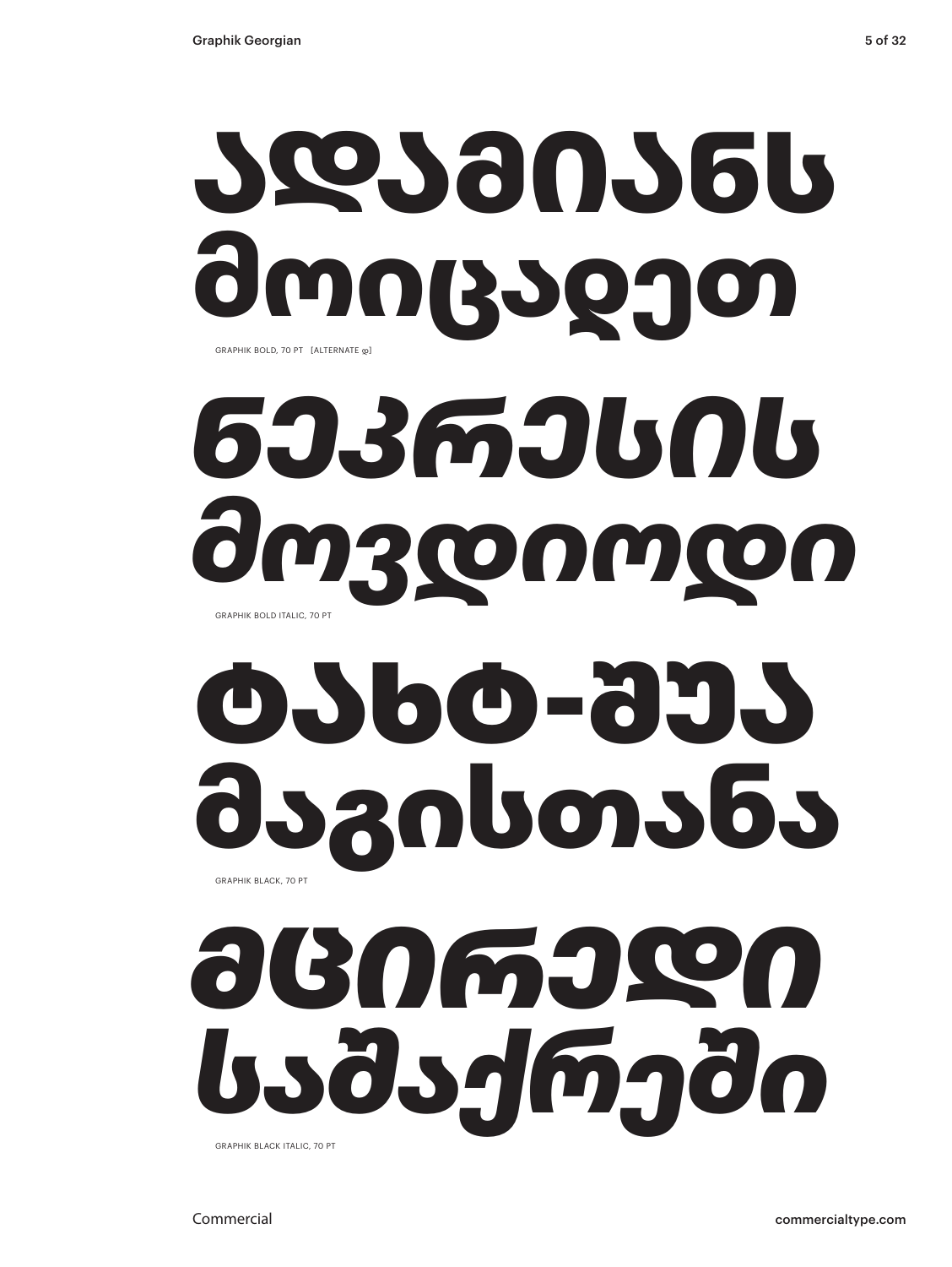# ადამიანს მოიცავდეთ

GRAPHIK BOLD, 70 PT [ALTERNATE დ]

# *ნეკრესის მოვდიოდი*

GRAPHIK BOLD ITALIC, 70 PT

# ტახტ-შუა მაგისთანა

GRAPHIK BLACK, 70 PT

# *მცირედი საშაქრეში*

GRAPHIK BLACK ITALIC, 70 PT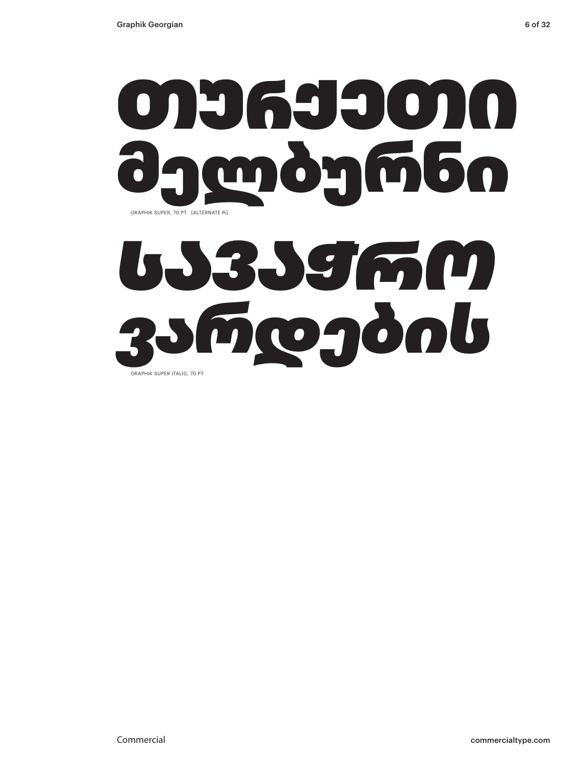# თურქეთი მელბურნი

GRAPHIK SUPER, 70 PT [ALTERNATE რ]

# *სავაჭრო ვარდების*

GRAPHIK SUPER ITALIC, 70 PT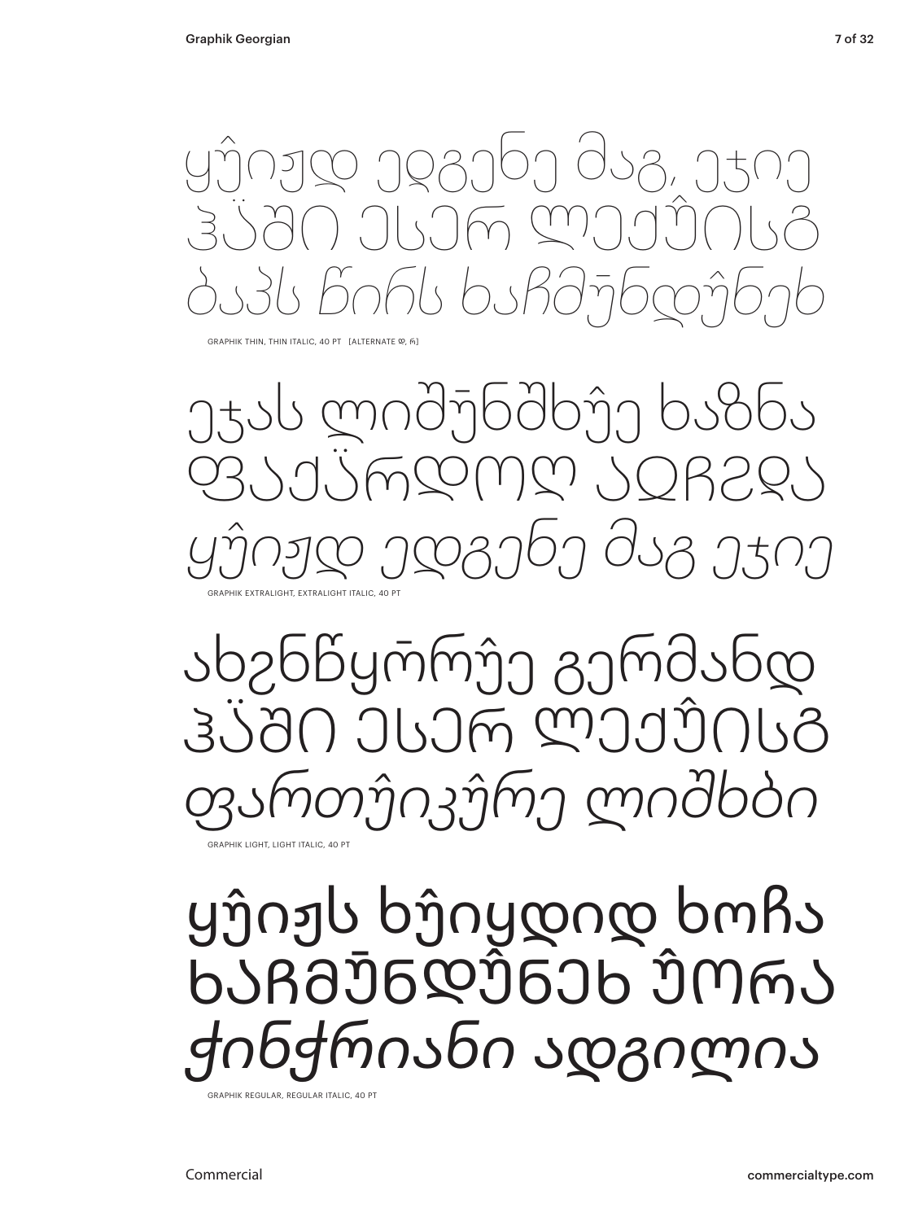ყჴიჟდ ეღვენე მაგ, ეჭიე
ᲕᲭᲨᲘ ᲔᲡᲔᲠ ᲚᲔᲥᲴᲘᲡᲒ
*ბაპს წირს ხაჩმჯნდჴნეხ*

GRAPHIK THIN, THIN ITALIC, 40 PT [ALTERNATE ღ, რ]

ეჭას ლიშჯნშხჴე ხაზნა
ᲤᲐᲔᲥᲭᲠᲓᲝᲓ ᲐᲥᲩᲖᲥᲐ
*ყჴიჟდ ედვენე მაგ ეჭიე*

GRAPHIK EXTRALIGHT, EXTRALIGHT ITALIC, 40 PT

ახცნწყრრჴე გერმანდ
ᲕᲭᲨᲘ ᲔᲡᲔᲠ ᲚᲔᲥᲴᲘᲡᲒ
*ფართჴიკჴრე ლიშხბი*

GRAPHIK LIGHT, LIGHT ITALIC, 40 PT

ყჴიჟს ხჴიყდიდ ხოჩა
ᲮᲐᲩᲛᲯᲜᲓᲴᲜᲔᲮ ᲴᲝᲠᲐ
*ჭინჭრიანი ადგილია*

GRAPHIK REGULAR, REGULAR ITALIC, 40 PT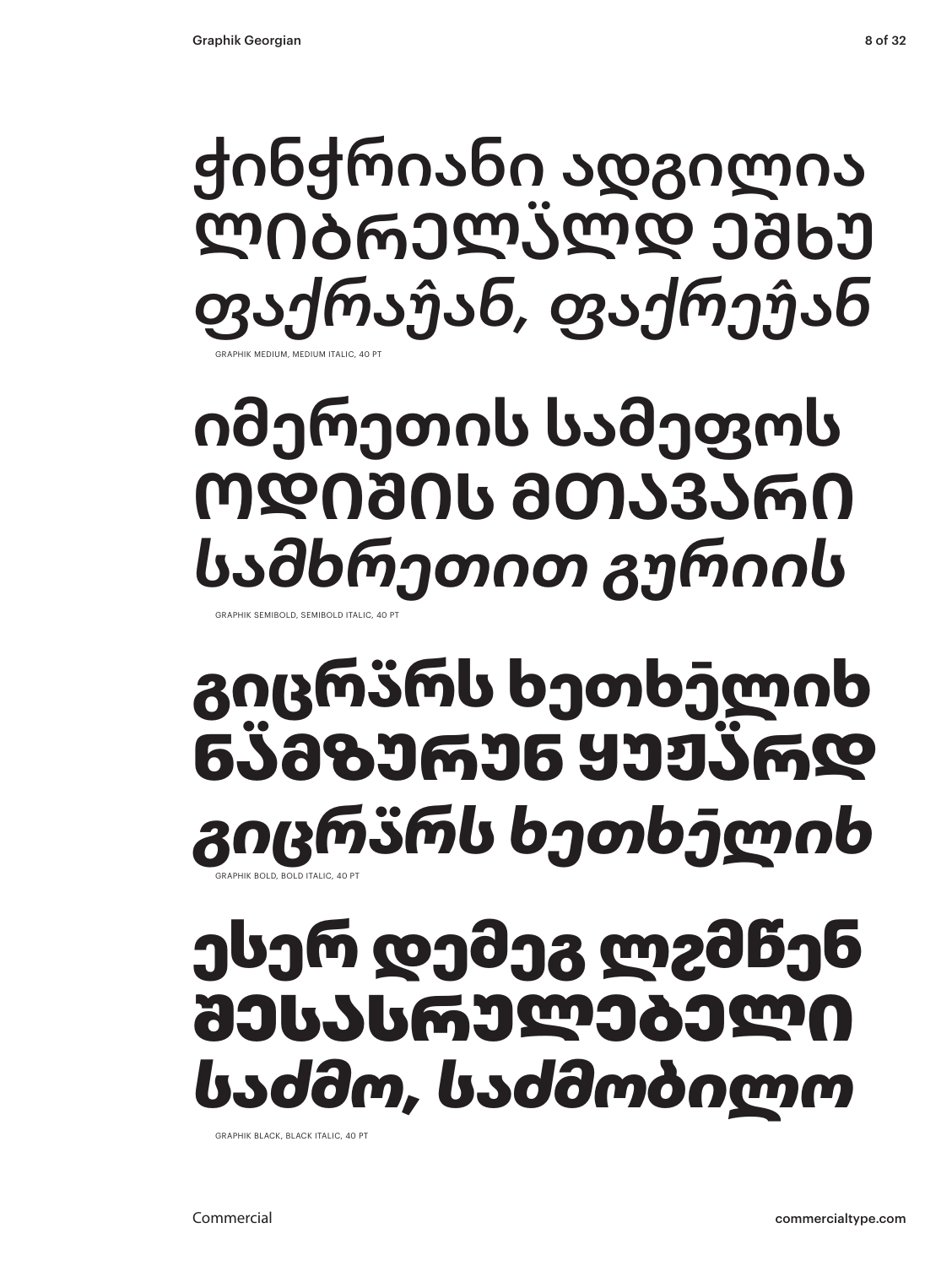ქინქრიანი ადგილია
ლიბრელჸლდ ეშხჳ
*ფაქრაჰ̂ან, ფაქრეჰ̂ან*

GRAPHIK MEDIUM, MEDIUM ITALIC, 40 PT

იმერეთის სამეფოს
ოდიშის მთავარი
*სამხრეთით გურიის*

GRAPHIK SEMIBOLD, SEMIBOLD ITALIC, 40 PT

გიცრჸრს ხეთხჱლიხ
ნჸმზურუნ ყუჟჸრდ
*გიცრჸრს ხეთხჱლიხ*

GRAPHIK BOLD, BOLD ITALIC, 40 PT

ესერ დემეგ ლჵმწენ
შესასრულებელი
*საძმო, საძმობილო*

GRAPHIK BLACK, BLACK ITALIC, 40 PT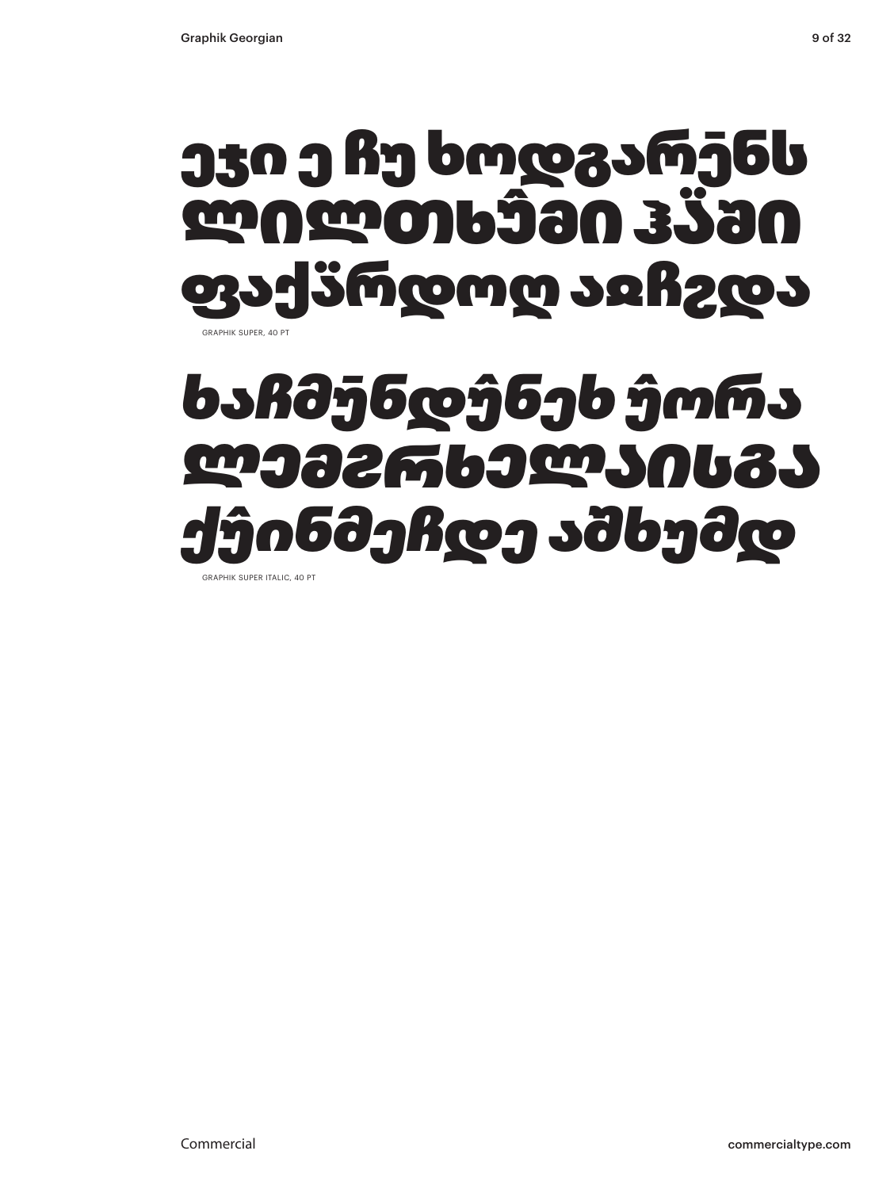ეჯი ე ჩუ ხოდგარჭნს
ლილთხჵმი ჳჸში
ფაქჵრდოღ აჲჩგდა

GRAPHIK SUPER, 40 PT

*ხაჩმჟნდჭნეხ ჵორა*
*ლემგრხელაისგა*
*ქჭინმეჩდე აშხუმდ*

GRAPHIK SUPER ITALIC, 40 PT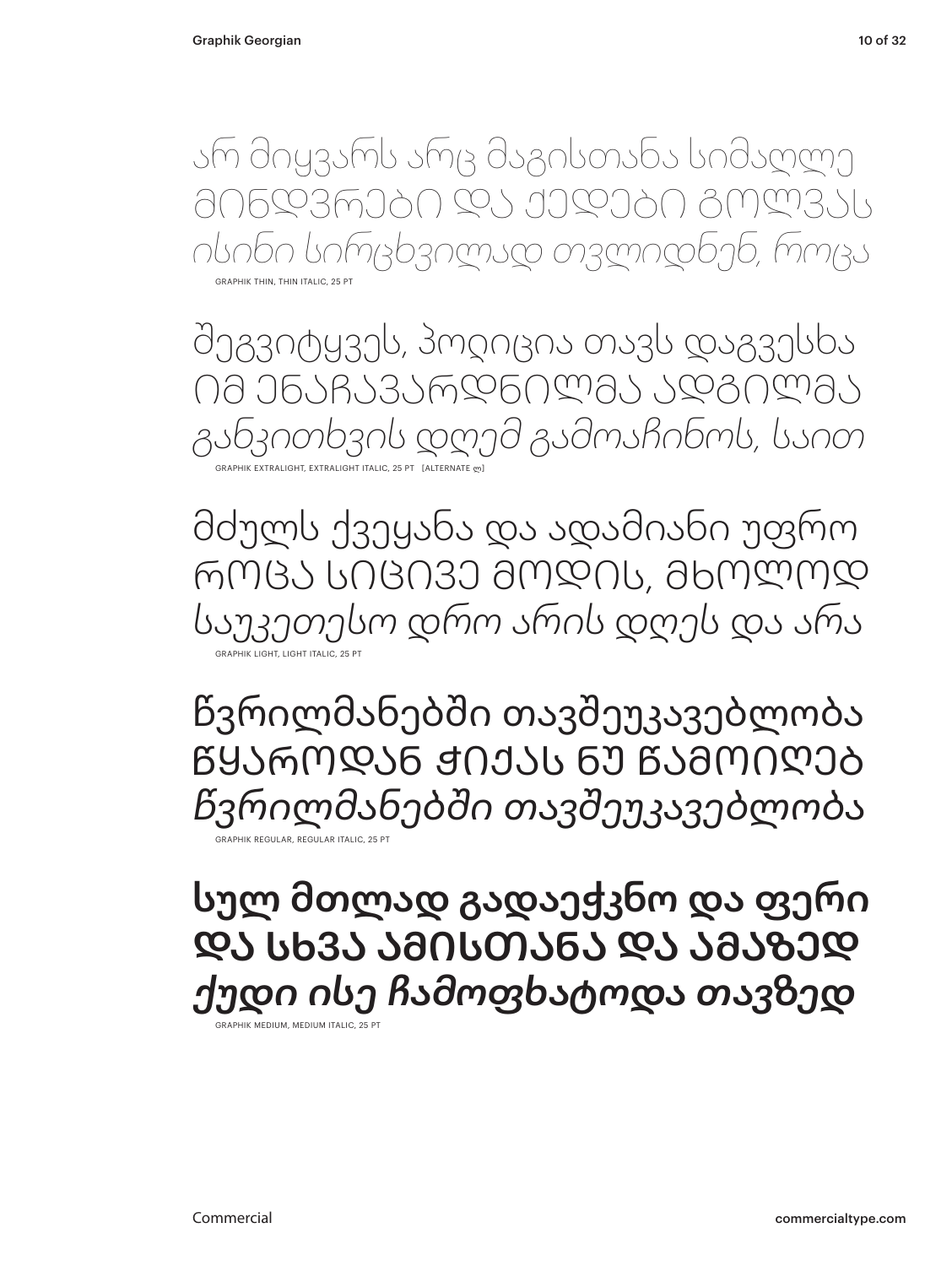არ მიყვარს არც მაგისთანა სიმაღლე
ᲛᲘᲜᲓᲕᲠᲔᲑᲘ ᲓᲐ ᲥᲔᲓᲔᲑᲘ ᲒᲝᲚᲕᲐᲡ
*ისინი სირცხვილად თვლიდნენ, როცა*

GRAPHIK THIN, THIN ITALIC, 25 PT

შეგვიტყვეს, პოლიცია თავს დაგვესხა
ᲘᲛ ᲔᲜᲐᲩᲐᲕᲐᲠᲓᲜᲘᲚᲛᲐ ᲐᲓᲒᲘᲚᲛᲐ
*განკითხვის დღემ გამოაჩინოს, საით*

GRAPHIK EXTRALIGHT, EXTRALIGHT ITALIC, 25 PT [ALTERNATE ლ]

მძულს ქვეყანა და ადამიანი უფრო
ᲠᲝᲪᲐ ᲡᲘᲪᲘᲕᲔ ᲛᲝᲓᲘᲡ, ᲛᲮᲝᲚᲝᲓ
*საუკეთესო დრო არის დღეს და არა*

GRAPHIK LIGHT, LIGHT ITALIC, 25 PT

წვრილმანებში თავშეუკავებლობა
ᲬᲧᲐᲠᲝᲓᲐᲜ ᲭᲘᲥᲐᲡ ᲜᲣ ᲬᲐᲛᲝᲘᲦᲔᲑ
*წვრილმანებში თავშეუკავებლობა*

GRAPHIK REGULAR, REGULAR ITALIC, 25 PT

**სულ მთლად გადაექცნო და ფერი**
**ᲓᲐ ᲡᲮᲕᲐ ᲐᲛᲘᲡᲗᲐᲜᲐ ᲓᲐ ᲐᲛᲐᲖᲔᲓ**
***ქუდი ისე ჩამოფხატოდა თავზედ***

GRAPHIK MEDIUM, MEDIUM ITALIC, 25 PT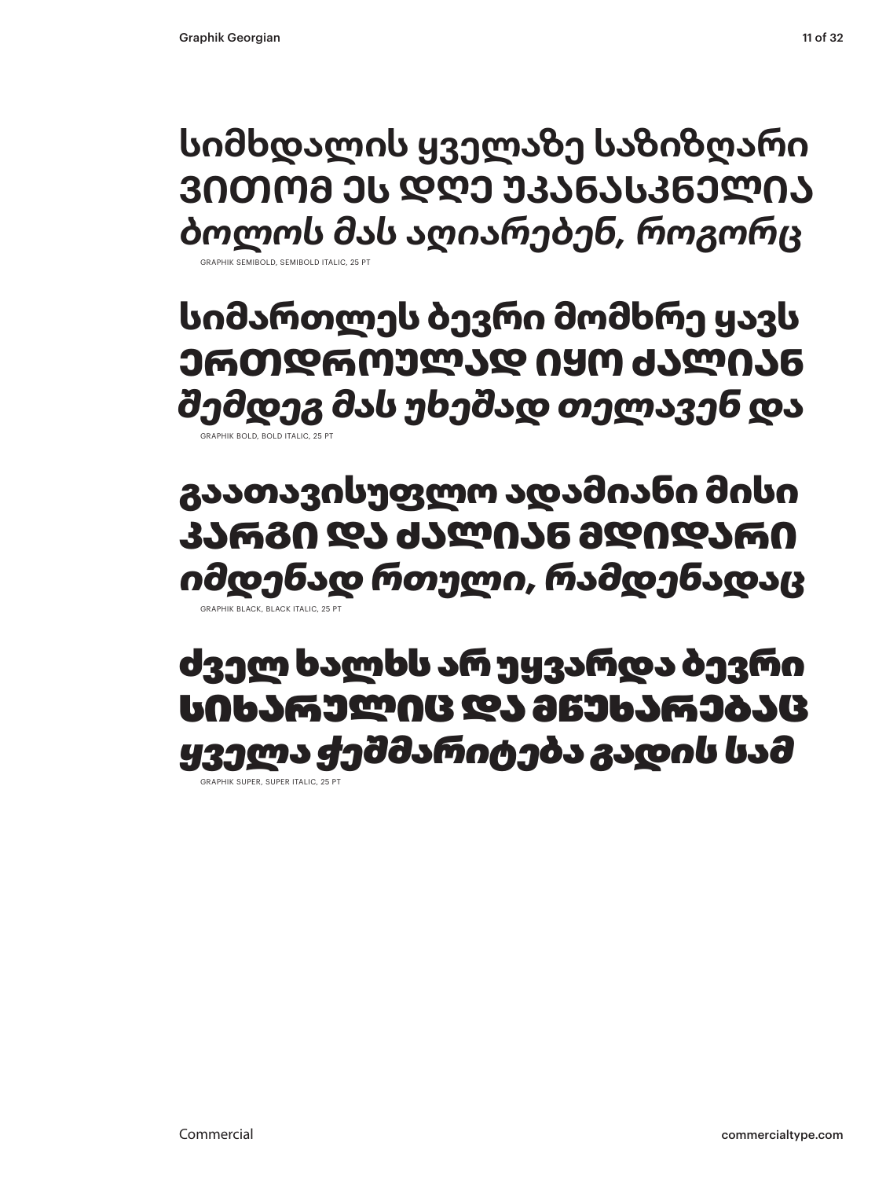სიმხდალის ყველაზე საზიზღარი
ვითომ ეს დღე უკანასკნელია
*ბოლოს მას აღიარებენ, როგორც*

GRAPHIK SEMIBOLD, SEMIBOLD ITALIC, 25 PT

**სიმართლეს ბევრი მომხრე ყავს**
**ერთდროულად იყო ძალიან**
***შემდეგ მას უხეშად თელავენ და***

GRAPHIK BOLD, BOLD ITALIC, 25 PT

**გაათავისუფლო ადამიანი მისი**
**კარგი და ძალიან მდიდარი**
***იმდენად რთული, რამდენადაც***

GRAPHIK BLACK, BLACK ITALIC, 25 PT

**ძველ ხალხს არ უყვარდა ბევრი**
**სიხარულიც და მწუხარებაც**
***ყველა ჭეშმარიტება გადის სამ***

GRAPHIK SUPER, SUPER ITALIC, 25 PT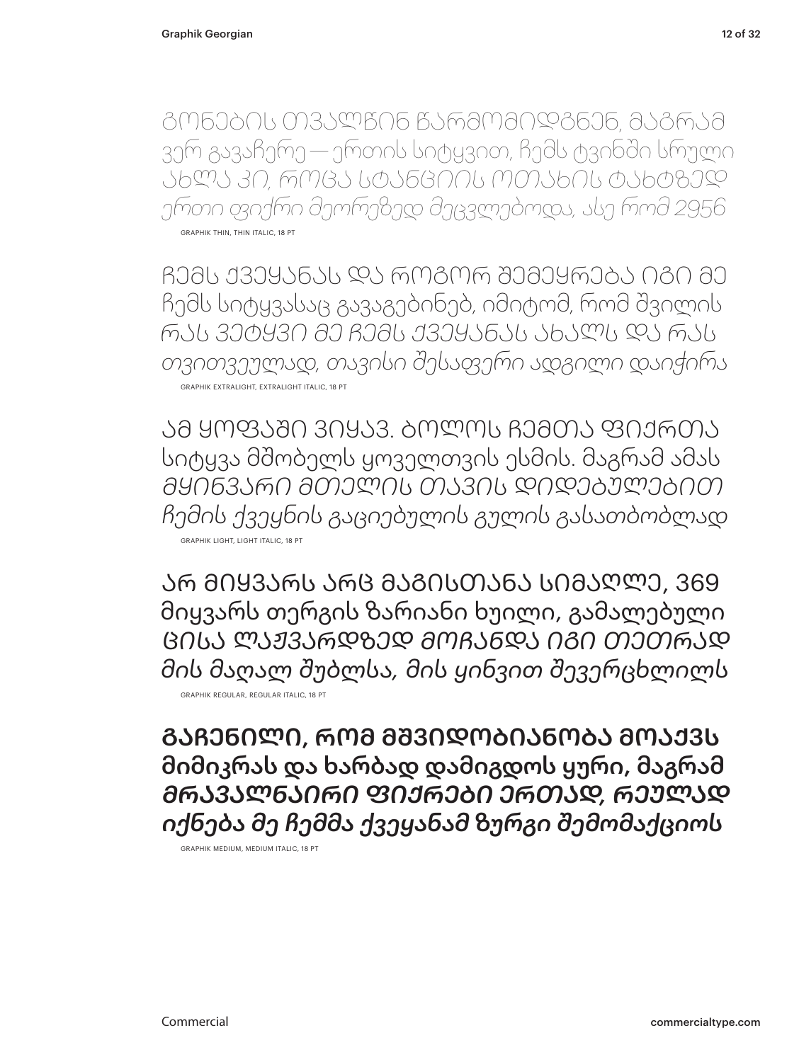ᲒᲝᲜᲔᲑᲘᲡ ᲗᲕᲐᲚᲬᲘᲜ ᲬᲐᲠᲛᲝᲛᲘᲓᲒᲜᲔᲜ, ᲛᲐᲒᲠᲐᲛ
ვერ გავაჩერე — ერთის სიტყვით, ჩემს ტვინში სრული
*ᲐᲮᲚᲐ ᲙᲘ, ᲠᲝᲪᲐ ᲡᲢᲐᲜᲪᲘᲘᲡ ᲝᲗᲐᲮᲘᲡ ᲢᲐᲮᲢᲖᲔᲓ*
*ერთი ფიქრი მეორეზედ მეცვლებოდა, ასე რომ 2956*

GRAPHIK THIN, THIN ITALIC, 18 PT

ᲩᲔᲛᲡ ᲥᲕᲔᲧᲐᲜᲐᲡ ᲓᲐ ᲠᲝᲒᲝᲠ ᲨᲔᲛᲔᲧᲠᲔᲑᲐ ᲘᲒᲘ ᲛᲔ
ჩემს სიტყვასაც გავაგებინებ, იმიტომ, რომ შვილის
*ᲠᲐᲡ ᲕᲔᲢᲧᲕᲘ ᲛᲔ ᲩᲔᲛᲡ ᲥᲕᲔᲧᲐᲜᲐᲡ ᲐᲮᲐᲚᲡ ᲓᲐ ᲠᲐᲡ*
*თვითვეულად, თავისი შესაფერი ადგილი დაიჭირა*

GRAPHIK EXTRALIGHT, EXTRALIGHT ITALIC, 18 PT

ᲐᲛ ᲧᲝᲤᲐᲨᲘ ᲕᲘᲧᲐᲕ. ᲑᲝᲚᲝᲡ ᲩᲔᲛᲗᲐ ᲤᲘᲥᲠᲗᲐ
სიტყვა მშობელს ყოველთვის ესმის. მაგრამ ამას
*ᲛᲧᲘᲜᲕᲐᲠᲘ ᲛᲗᲔᲚᲘᲡ ᲗᲐᲕᲘᲡ ᲓᲘᲓᲔᲑᲣᲚᲔᲑᲘᲗ*
*ჩემის ქვეყნის გაციებულის გულის გასათბობლად*

GRAPHIK LIGHT, LIGHT ITALIC, 18 PT

ᲐᲠ ᲛᲘᲧᲕᲐᲠᲡ ᲐᲠᲪ ᲛᲐᲒᲘᲡᲗᲐᲜᲐ ᲡᲘᲛᲐᲦᲚᲔ, 369
მიყვარს თერგის ზარიანი ხუილი, გამალებული
*ᲪᲘᲡᲐ ᲚᲐᲟᲕᲐᲠᲓᲖᲔᲓ ᲛᲝᲩᲐᲜᲓᲐ ᲘᲒᲘ ᲗᲔᲗᲠᲐᲓ*
*მის მაღალ შუბლსა, მის ყინვით შევერცხლილს*

GRAPHIK REGULAR, REGULAR ITALIC, 18 PT

**ᲒᲐᲩᲔᲜᲘᲚᲘ, ᲠᲝᲛ ᲛᲨᲕᲘᲓᲝᲑᲘᲐᲜᲝᲑᲐ ᲛᲝᲐᲥᲕᲡ**
**მიმიკრას და ხარბად დამიგდოს ყური, მაგრამ**
***ᲛᲠᲐᲕᲐᲚᲜᲐᲘᲠᲘ ᲤᲘᲥᲠᲔᲑᲘ ᲔᲠᲗᲐᲓ, ᲠᲔᲣᲚᲐᲓ***
***იქნება მე ჩემმა ქვეყანამ ზურგი შემომაქციოს***

GRAPHIK MEDIUM, MEDIUM ITALIC, 18 PT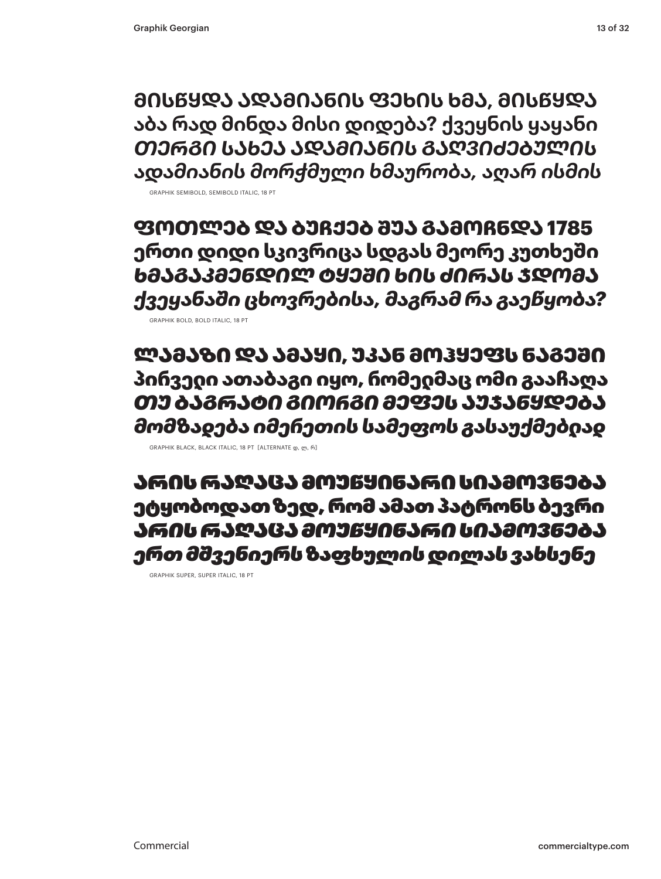ᲛᲘᲡᲬᲧᲓᲐ ᲐᲓᲐᲛᲘᲐᲜᲘᲡ ᲤᲔᲮᲘᲡ ᲮᲛᲐ, ᲛᲘᲡᲬᲧᲓᲐ
აბა რად მინდა მისი დიდება? ქვეყნის ყაყანი
*ᲗᲔᲠᲒᲘ ᲡᲐᲮᲔᲐ ᲐᲓᲐᲛᲘᲐᲜᲘᲡ ᲒᲐᲦᲕᲘᲫᲔᲑᲣᲚᲘᲡ*
*ადამიანის მორჭმული ხმაურობა, აღარ ისმის*

GRAPHIK SEMIBOLD, SEMIBOLD ITALIC, 18 PT

**ᲤᲝᲗᲚᲔᲑ ᲓᲐ ᲑᲣᲩᲥᲔᲑ ᲨᲣᲐ ᲒᲐᲛᲝᲩᲜᲓᲐ 1785**
**ერთი დიდი სკივრიცა სდგას მეორე კუთხეში**
***ᲮᲛᲐᲒᲐᲙᲛᲔᲜᲓᲘᲚ ᲢᲧᲔᲨᲘ ᲮᲘᲡ ᲫᲘᲠᲐᲡ ᲯᲓᲝᲛᲐ***
***ქვეყანაში ცხოვრებისა, მაგრამ რა გაეწყობა?***

GRAPHIK BOLD, BOLD ITALIC, 18 PT

**ᲚᲐᲛᲐᲖᲘ ᲓᲐ ᲐᲛᲐᲧᲘ, ᲣᲙᲐᲜ ᲛᲝᲯᲧᲔᲤᲡ ᲜᲐᲒᲔᲨᲘ**
**პირველი ათაბაგი იყო, რომელმაც ომი გააჩაღა**
***ᲗᲣ ᲑᲐᲒᲠᲐᲢᲘ ᲒᲘᲝᲠᲒᲘ ᲛᲔᲤᲔᲡ ᲐᲣᲯᲐᲜᲧᲓᲔᲑᲐ***
***მომზადება იმერეთის სამეფოს გასაუქმებლად***

GRAPHIK BLACK, BLACK ITALIC, 18 PT [ALTERNATE დ, ლ, რ]

**ᲐᲠᲘᲡ ᲠᲐᲦᲐᲪᲐ ᲛᲝᲣᲬᲧᲘᲜᲐᲠᲘ ᲡᲘᲐᲛᲝᲕᲜᲔᲑᲐ**
**ეტყობოდათ ზედ, რომ ამათ პატრონს ბევრი**
***ᲐᲠᲘᲡ ᲠᲐᲦᲐᲪᲐ ᲛᲝᲣᲬᲧᲘᲜᲐᲠᲘ ᲡᲘᲐᲛᲝᲕᲜᲔᲑᲐ***
***ერთ მშვენიერს ზაფხულის დილას ვახსენე***

GRAPHIK SUPER, SUPER ITALIC, 18 PT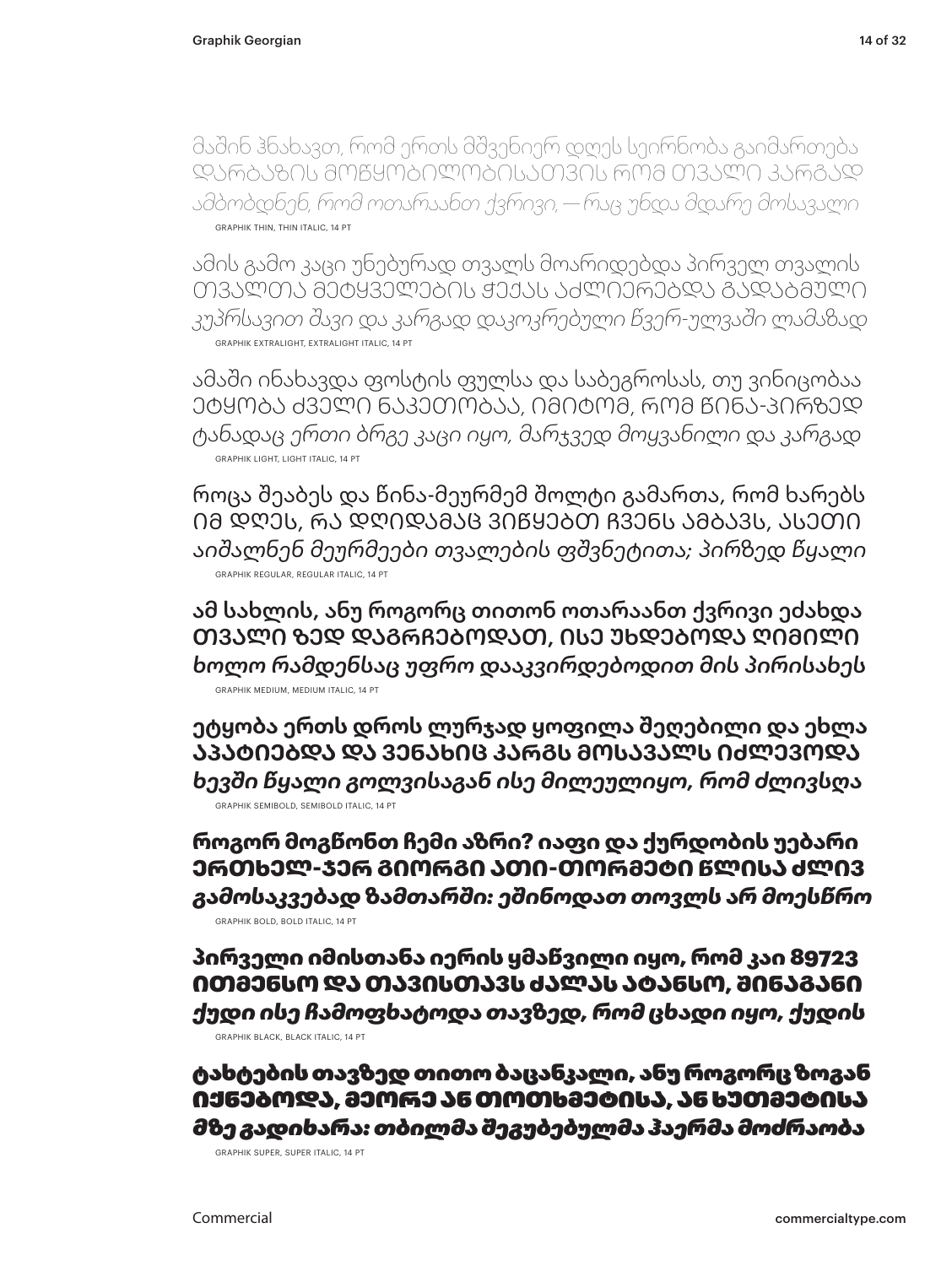მაშინ ჰნახავთ, რომ ერთს მშვენიერ დღეს სეირნობა გაიმართება
ᲓᲐᲠᲑᲐᲖᲘᲡ ᲛᲝᲬᲧᲝᲑᲘᲚᲝᲑᲘᲡᲐᲗᲕᲘᲡ ᲠᲝᲛ ᲗᲕᲐᲚᲘ ᲙᲐᲠᲒᲐᲓ
*ამბობდნენ, რომ ოთარაანთ ქვრივი, — რაც უნდა მდარე მოსავალი*

GRAPHIK THIN, THIN ITALIC, 14 PT

ამის გამო კაცი უნებურად თვალს მოარიდებდა პირველ თვალის
ᲗᲕᲐᲚᲗᲐ ᲛᲔᲢᲧᲕᲔᲚᲔᲑᲘᲡ ᲟᲔᲟᲐᲡ ᲐᲫᲚᲘᲔᲠᲔᲑᲓᲐ ᲒᲐᲓᲐᲑᲛᲣᲚᲘ
*კუპრსავით შავი და კარგად დაკოკრებული წვერ-ულვაში ლამაზად*

GRAPHIK EXTRALIGHT, EXTRALIGHT ITALIC, 14 PT

ამაში ინახავდა ფოსტის ფულსა და საბეგროსას, თუ ვინიცობაა
ᲔᲢᲧᲝᲑᲐ ᲫᲕᲔᲚᲘ ᲜᲐᲙᲔᲗᲝᲑᲐᲐ, ᲘᲛᲘᲢᲝᲛ, ᲠᲝᲛ ᲬᲘᲜᲐ-ᲞᲘᲠᲖᲔᲓ
*ტანადაც ერთი ბრგე კაცი იყო, მარჯვედ მოყვანილი და კარგად*

GRAPHIK LIGHT, LIGHT ITALIC, 14 PT

როცა შეაბეს და წინა-მეურმემ შოლტი გამართა, რომ ხარებს
ᲘᲛ ᲓᲦᲔᲡ, ᲠᲐ ᲓᲦᲘᲓᲐᲛᲐᲪ ᲕᲘᲬᲧᲔᲑᲗ ᲩᲕᲔᲜᲡ ᲐᲛᲑᲐᲕᲡ, ᲐᲡᲔᲗᲘ
*აიშალნენ მეურმეები თვალების ფშვნეტითა; პირზედ წყალი*

GRAPHIK REGULAR, REGULAR ITALIC, 14 PT

ამ სახლის, ანუ როგორც თითონ ოთარაანთ ქვრივი ეძახდა
ᲗᲕᲐᲚᲘ ᲖᲔᲓ ᲓᲐᲒᲠᲩᲔᲑᲝᲓᲐᲗ, ᲘᲡᲔ ᲣᲮᲓᲔᲑᲝᲓᲐ ᲦᲘᲛᲘᲚᲘ
*ხოლო რამდენსაც უფრო დააკვირდებოდით მის პირისახეს*

GRAPHIK MEDIUM, MEDIUM ITALIC, 14 PT

**ეტყობა ერთს დროს ლურჯად ყოფილა შეღებილი და ეხლა**
**ᲐᲞᲐᲢᲘᲔᲑᲓᲐ ᲓᲐ ᲕᲔᲜᲐᲮᲘᲪ ᲙᲐᲠᲒᲡ ᲛᲝᲡᲐᲕᲐᲚᲡ ᲘᲫᲚᲔᲕᲝᲓᲐ**
***ხევში წყალი გოლვისაგან ისე მილეულიყო, რომ ძლივსღა***

GRAPHIK SEMIBOLD, SEMIBOLD ITALIC, 14 PT

**როგორ მოგწონთ ჩემი აზრი? იაფი და ქურდობის უებარი**
**ᲔᲠᲗᲮᲔᲚ-ᲯᲔᲠ ᲒᲘᲝᲠᲒᲘ ᲐᲗᲘ-ᲗᲝᲠᲛᲔᲢᲘ ᲬᲚᲘᲡᲐ ᲫᲚᲘᲕ**
***გამოსაკვებად ზამთარში: ეშინოდათ თოვლს არ მოესწრო***

GRAPHIK BOLD, BOLD ITALIC, 14 PT

**პირველი იმისთანა იერის ყმაწვილი იყო, რომ კაი 89723**
**ᲘᲗᲛᲔᲜᲡᲝ ᲓᲐ ᲗᲐᲕᲘᲡᲗᲐᲕᲡ ᲫᲐᲚᲐᲡ ᲐᲢᲐᲜᲡᲝ, ᲨᲘᲜᲐᲒᲐᲜᲘ**
***ქუდი ისე ჩამოფხატოდა თავზედ, რომ ცხადი იყო, ქუდის***

GRAPHIK BLACK, BLACK ITALIC, 14 PT

**ტახტების თავზედ თითო ბაცანკალი, ანუ როგორც ზოგან**
**ᲘᲥᲜᲔᲑᲝᲓᲐ, ᲛᲔᲝᲠᲔ ᲐᲜ ᲗᲝᲗᲮᲛᲔᲢᲘᲡᲐ, ᲐᲜ ᲮᲣᲗᲛᲔᲢᲘᲡᲐ**
***მზე გადიხარა: თბილმა შეგუბებულმა ჰაერმა მოძრაობა***

GRAPHIK SUPER, SUPER ITALIC, 14 PT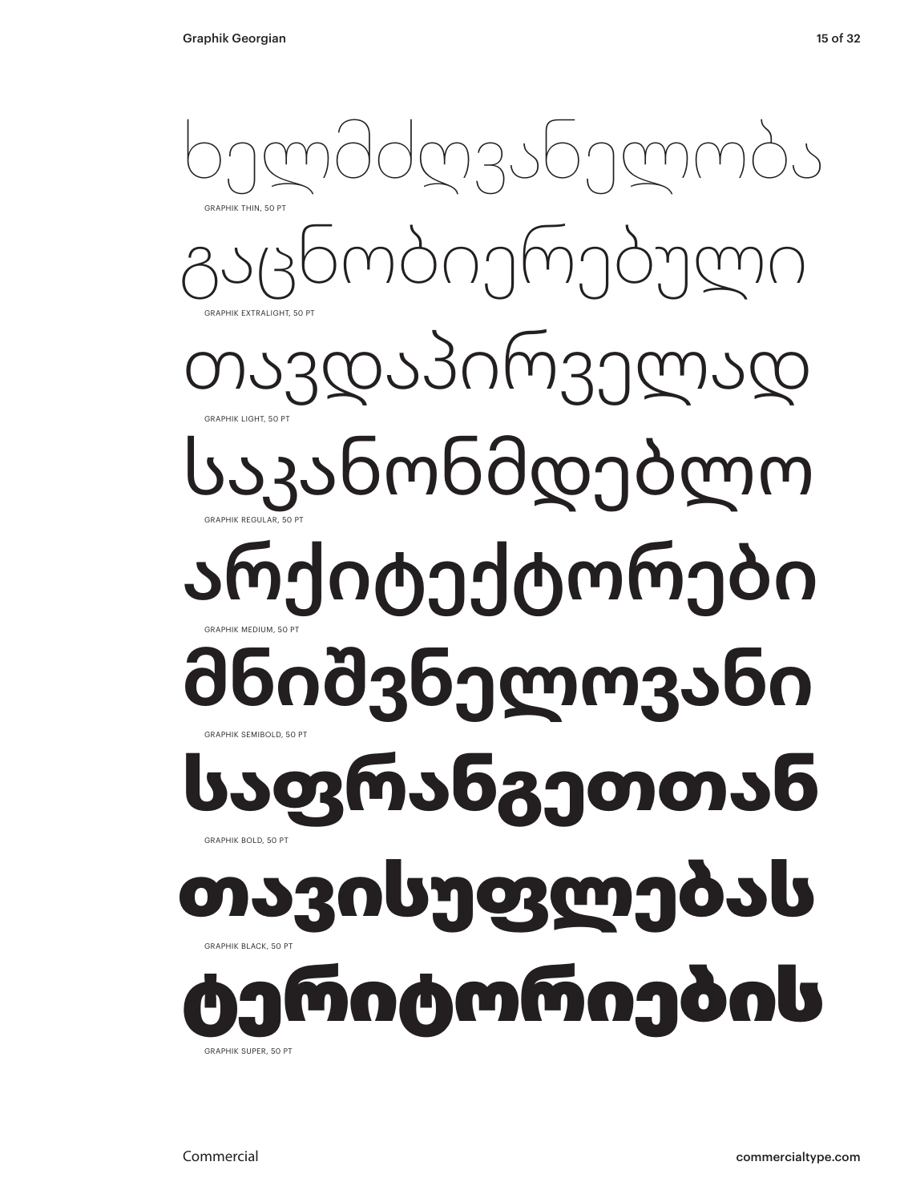ხელმძღვანელობა

GRAPHIK THIN, 50 PT

გაცნობიერებული

GRAPHIK EXTRALIGHT, 50 PT

თავდაპირველად

GRAPHIK LIGHT, 50 PT

საკანონმდებლო

GRAPHIK REGULAR, 50 PT

არქიტექტორები

GRAPHIK MEDIUM, 50 PT

მნიშვნელოვანი

GRAPHIK SEMIBOLD, 50 PT

საფრანგეთთან

GRAPHIK BOLD, 50 PT

თავისუფლებას

GRAPHIK BLACK, 50 PT

ტერიტორიების

GRAPHIK SUPER, 50 PT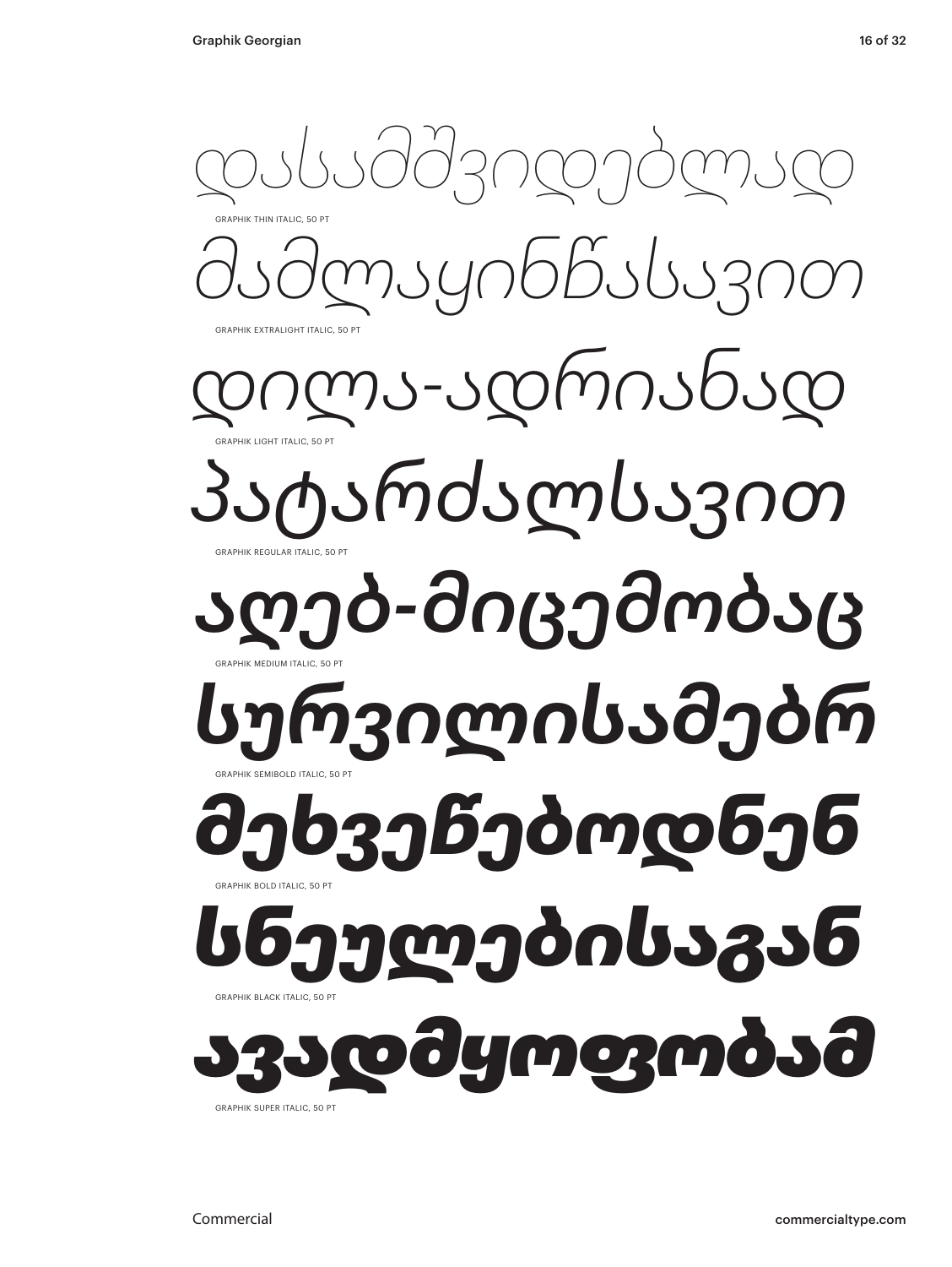დასამშვიდებლად

GRAPHIK THIN ITALIC, 50 PT

მამლაყინწასავით

GRAPHIK EXTRALIGHT ITALIC, 50 PT

დილა-ადრიანად

GRAPHIK LIGHT ITALIC, 50 PT

პატარძალსავით

GRAPHIK REGULAR ITALIC, 50 PT

აღებ-მიცემობაც

GRAPHIK MEDIUM ITALIC, 50 PT

სურვილისამებრ

GRAPHIK SEMIBOLD ITALIC, 50 PT

მეხვეწებოდნენ

GRAPHIK BOLD ITALIC, 50 PT

სნეულებისაგან

GRAPHIK BLACK ITALIC, 50 PT

ავადმყოფობამ

GRAPHIK SUPER ITALIC, 50 PT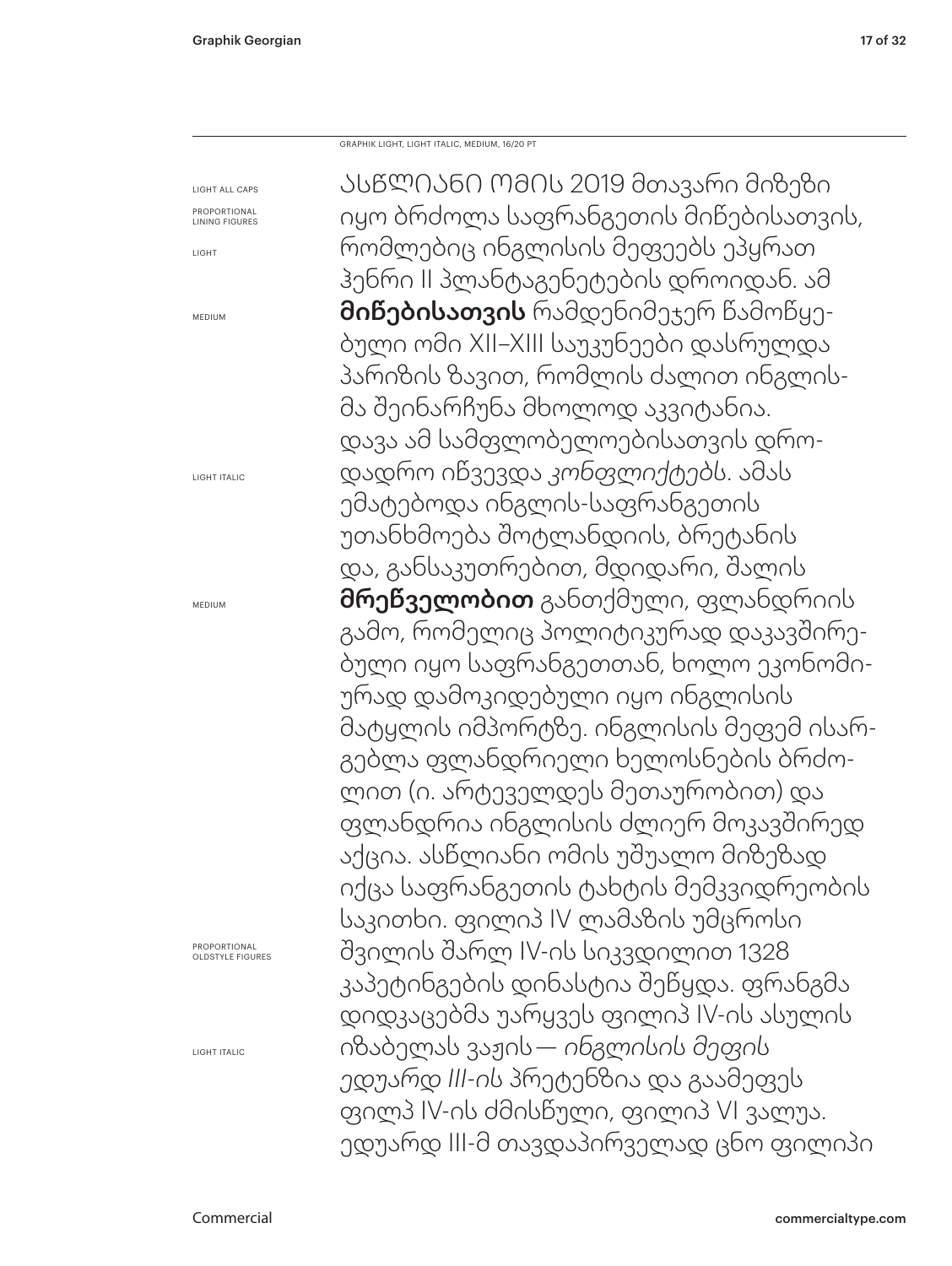GRAPHIK LIGHT, LIGHT ITALIC, MEDIUM, 16/20 PT

LIGHT ALL CAPS

PROPORTIONAL LINING FIGURES

LIGHT

MEDIUM

LIGHT ITALIC

MEDIUM

PROPORTIONAL OLDSTYLE FIGURES

LIGHT ITALIC

ᲐᲡᲬᲚᲘᲐᲜᲘ ᲝᲛᲘᲡ 2019 მთავარი მიზეზი იყო ბრძოლა საფრანგეთის მიწებისათვის, რომლებიც ინგლისის მეფეებს ეპყრათ ჰენრი II პლანტაგენეტების დროიდან. ამ **მიწებისათვის** რამდენიმეჯერ წამოწყე-ბული ომი XII–XIII საუკუნეები დასრულდა პარიზის ზავით, რომლის ძალით ინგლის-მა შეინარჩუნა მხოლოდ აკვიტანია. დავა ამ სამფლობელოებისათვის დრო-დადრო იწვევდა *კონფლიქტებს*. ამას ემატებოდა ინგლის-საფრანგეთის უთანხმოება შოტლანდიის, ბრეტანის და, განსაკუთრებით, მდიდარი, შალის **მრეწველობით** განთქმული, ფლანდრიის გამო, რომელიც პოლიტიკურად დაკავშირე-ბული იყო საფრანგეთთან, ხოლო ეკონომი-ურად დამოკიდებული იყო ინგლისის მატყლის იმპორტზე. ინგლისის მეფემ ისარ-გებლა ფლანდრიელი ხელოსნების ბრძო-ლით (ი. არტეველდეს მეთაურობით) და ფლანდრია ინგლისის ძლიერ მოკავშირედ აქცია. ასწლიანი ომის უშუალო მიზეზად იქცა საფრანგეთის ტახტის მემკვიდრეობის საკითხი. ფილიპ IV ლამაზის უმცროსი შვილის შარლ IV-ის სიკვდილით 1328 კაპეტინგების დინასტია შეწყდა. ფრანგმა დიდკაცებმა უარყვეს ფილიპ IV-ის ასულის იზაბელას ვაჟის — *ინგლისის მეფის ედუარდ III-ის* პრეტენზია და გაამეფეს ფილპ IV-ის ძმისწული, ფილიპ VI ვალუა. ედუარდ III-მ თავდაპირველად ცნო ფილიპი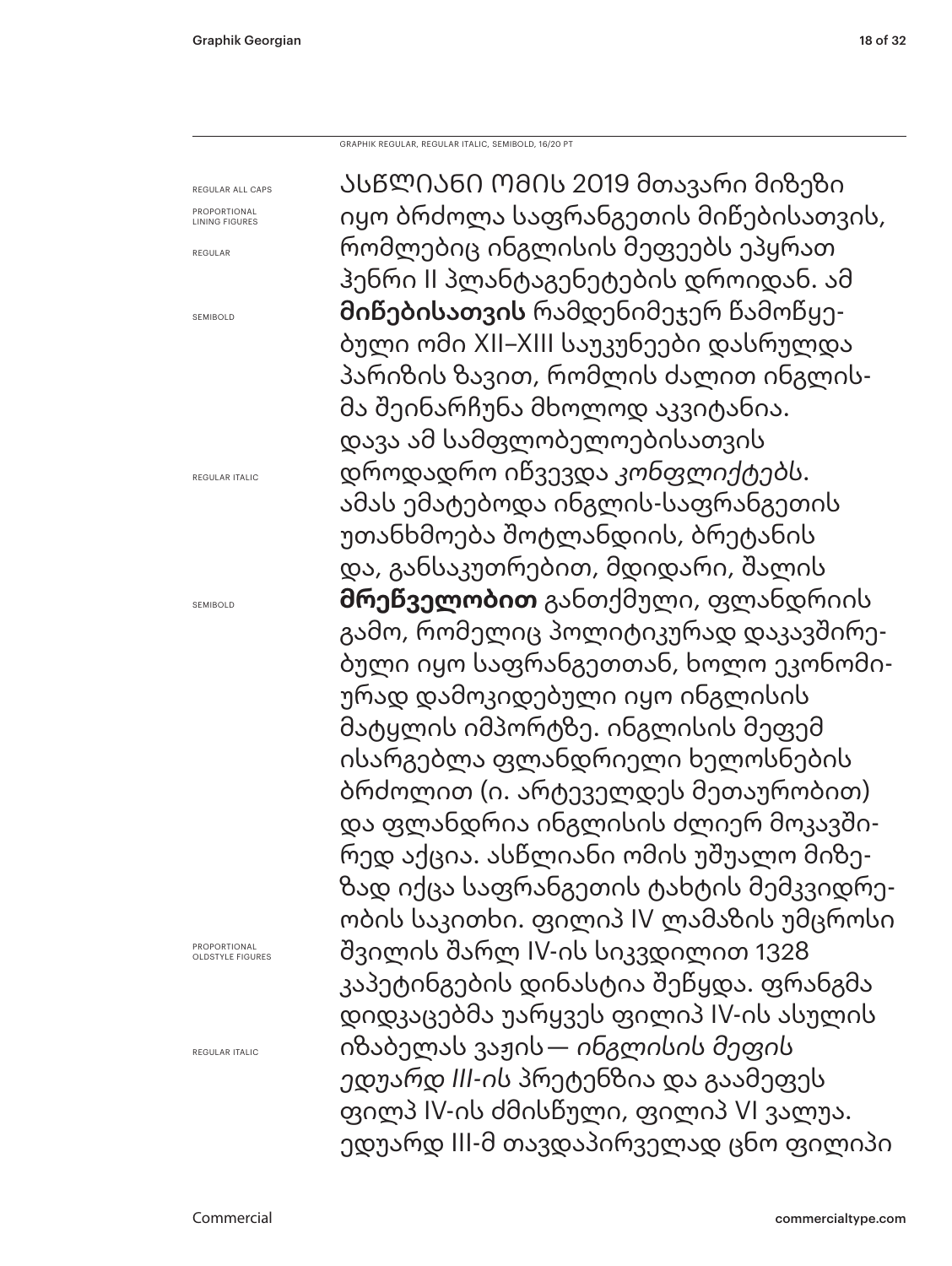GRAPHIK REGULAR, REGULAR ITALIC, SEMIBOLD, 16/20 PT

REGULAR ALL CAPS

PROPORTIONAL LINING FIGURES

REGULAR

SEMIBOLD

REGULAR ITALIC

SEMIBOLD

PROPORTIONAL OLDSTYLE FIGURES

REGULAR ITALIC

ᲐᲡᲬᲚᲘᲐᲜᲘ ᲝᲛᲘᲡ 2019 მთავარი მიზეზი იყო ბრძოლა საფრანგეთის მიწებისათვის, რომლებიც ინგლისის მეფეებს ეპყრათ ჰენრი II პლანტაგენეტების დროიდან. ამ **მიწებისათვის** რამდენიმეჯერ წამოწყე-ბული ომი XII–XIII საუკუნეები დასრულდა პარიზის ზავით, რომლის ძალით ინგლის-მა შეინარჩუნა მხოლოდ აკვიტანია. დავა ამ სამფლობელოებისათვის დროდადრო იწვევდა *კონფლიქტებს*. ამას ემატებოდა ინგლის-საფრანგეთის უთანხმოება შოტლანდიის, ბრეტანის და, განსაკუთრებით, მდიდარი, შალის **მრეწველობით** განთქმული, ფლანდრიის გამო, რომელიც პოლიტიკურად დაკავშირე-ბული იყო საფრანგეთთან, ხოლო ეკონომი-ურად დამოკიდებული იყო ინგლისის მატყლის იმპორტზე. ინგლისის მეფემ ისარგებლა ფლანდრიელი ხელოსნების ბრძოლით (ი. არტეველდეს მეთაურობით) და ფლანდრია ინგლისის ძლიერ მოკავში-რედ აქცია. ასწლიანი ომის უშუალო მიზე-ზად იქცა საფრანგეთის ტახტის მემკვიდრე-ობის საკითხი. ფილიპ IV ლამაზის უმცროსი შვილის შარლ IV-ის სიკვდილით 1328 კაპეტინგების დინასტია შეწყდა. ფრანგმა დიდკაცებმა უარყვეს ფილიპ IV-ის ასულის იზაბელას ვაჟის — *ინგლისის მეფის ედუარდ III-ის* პრეტენზია და გაამეფეს ფილპ IV-ის ძმისწული, ფილიპ VI ვალუა. ედუარდ III-მ თავდაპირველად ცნო ფილიპი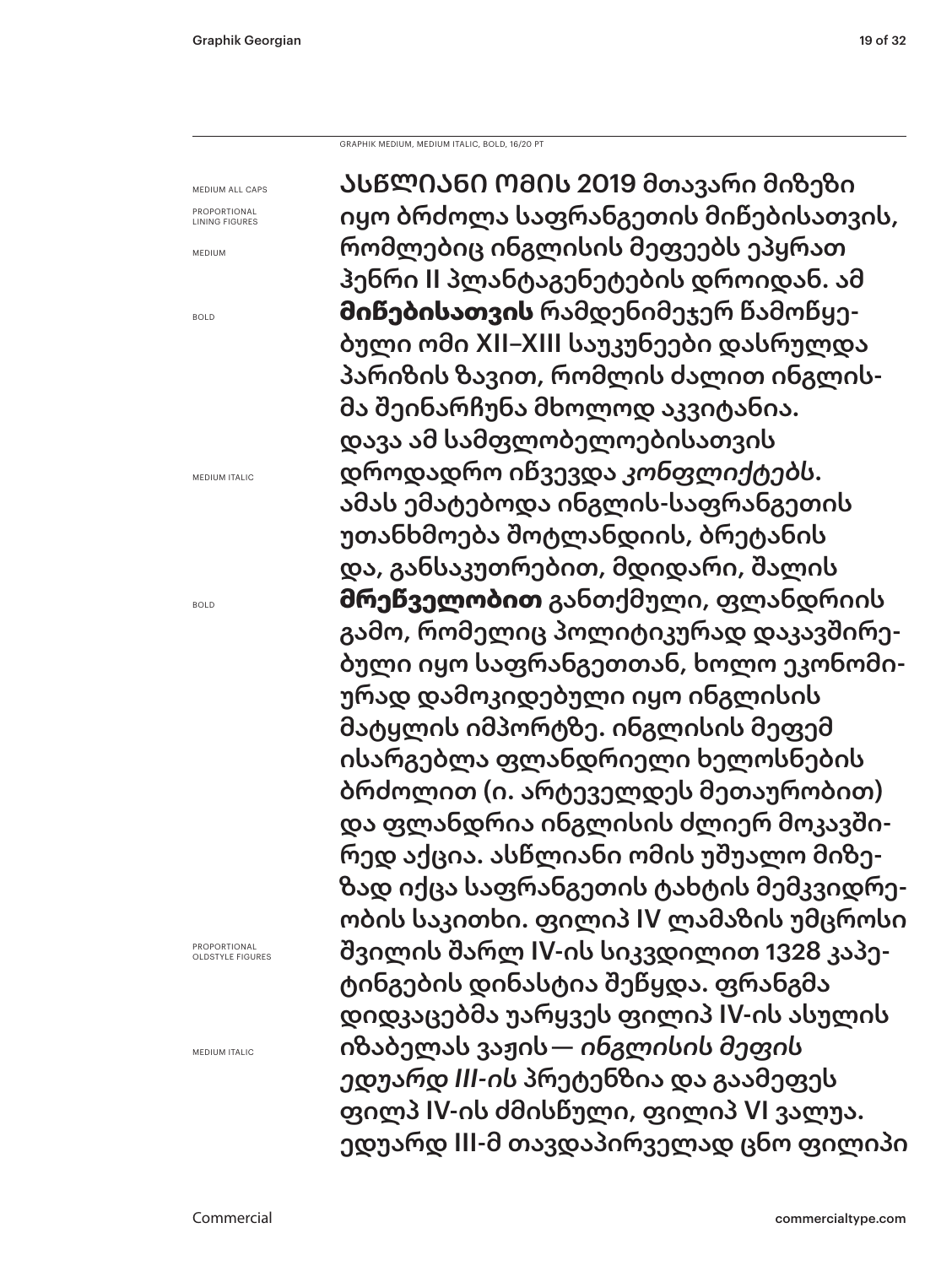GRAPHIK MEDIUM, MEDIUM ITALIC, BOLD, 16/20 PT

MEDIUM ALL CAPS

PROPORTIONAL LINING FIGURES

MEDIUM

BOLD

MEDIUM ITALIC

BOLD

PROPORTIONAL OLDSTYLE FIGURES

MEDIUM ITALIC

ᲐᲡᲬᲚᲘᲐᲜᲘ ᲝᲛᲘᲡ 2019 მთავარი მიზეზი იყო ბრძოლა საფრანგეთის მიწებისათვის, რომლებიც ინგლისის მეფეებს ეპყრათ ჰენრი II პლანტაგენეტების დროიდან. ამ **მიწებისათვის** რამდენიმეჯერ წამოწყებული ომი XII–XIII საუკუნეები დასრულდა პარიზის ზავით, რომლის ძალით ინგლისმა შეინარჩუნა მხოლოდ აკვიტანია. დავა ამ სამფლობელოებისათვის დროდადრო იწვევდა *კონფლიქტებს*. ამას ემატებოდა ინგლის-საფრანგეთის უთანხმოება შოტლანდიის, ბრეტანის და, განსაკუთრებით, მდიდარი, შალის **მრეწველობით** განთქმული, ფლანდრიის გამო, რომელიც პოლიტიკურად დაკავშირებული იყო საფრანგეთთან, ხოლო ეკონომიურად დამოკიდებული იყო ინგლისის მატყლის იმპორტზე. ინგლისის მეფემ ისარგებლა ფლანდრიელი ხელოსნების ბრძოლით (ი. არტეველდეს მეთაურობით) და ფლანდრია ინგლისის ძლიერ მოკავშირედ აქცია. ასწლიანი ომის უშუალო მიზეზად იქცა საფრანგეთის ტახტის მემკვიდრეობის საკითხი. ფილიპ IV ლამაზის უმცროსი შვილის შარლ IV-ის სიკვდილით 1328 კაპეტინგების დინასტია შეწყდა. ფრანგმა დიდკაცებმა უარყვეს ფილიპ IV-ის ასულის იზაბელას ვაჟის — *ინგლისის მეფის ედუარდ III-ის* პრეტენზია და გაამეფეს ფილპ IV-ის ძმისწული, ფილიპ VI ვალუა. ედუარდ III-მ თავდაპირველად ცნო ფილიპი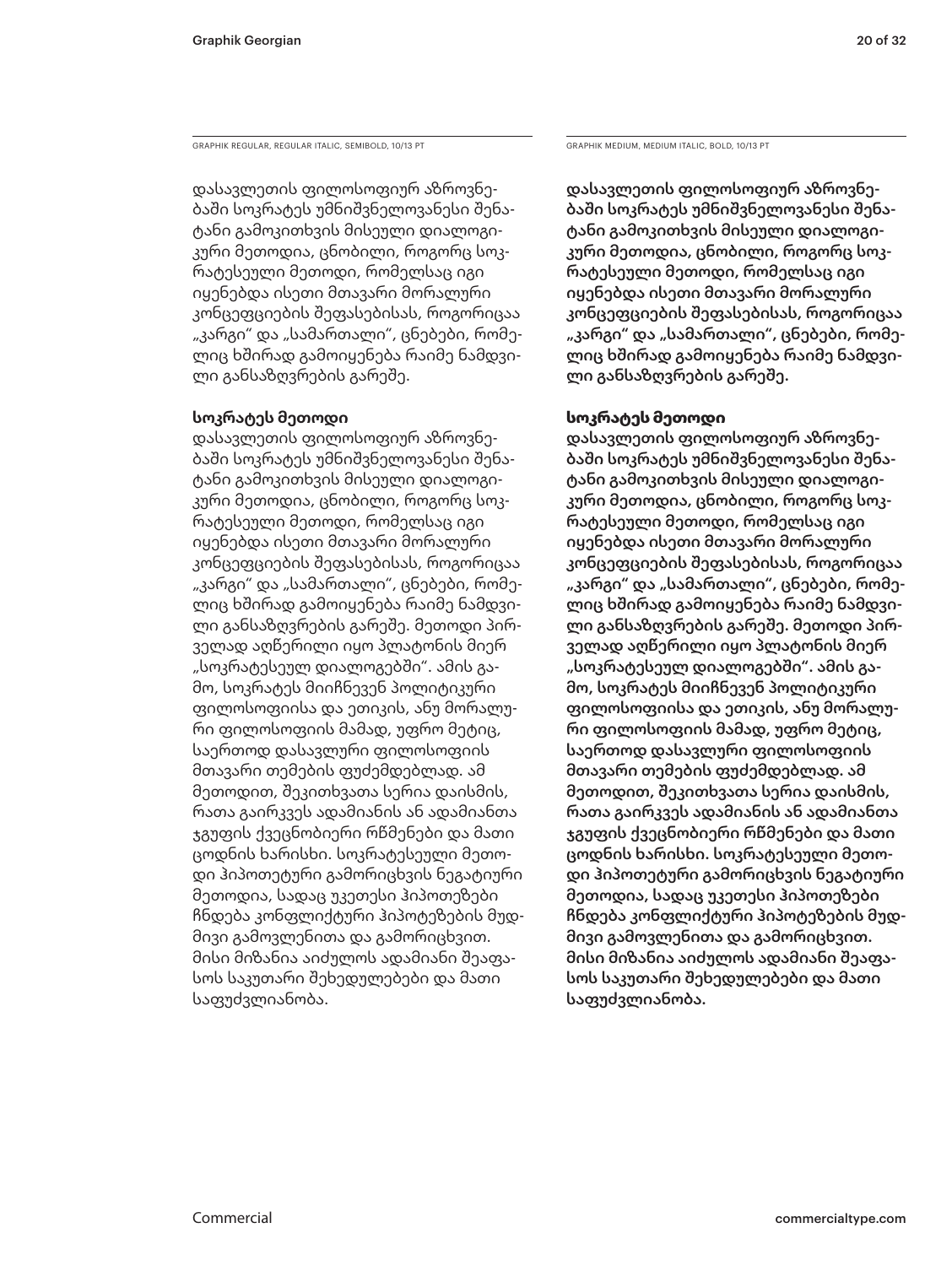GRAPHIK REGULAR, REGULAR ITALIC, SEMIBOLD, 10/13 PT

დასავლეთის ფილოსოფიურ აზროვნებაში სოკრატეს უმნიშვნელოვანესი შენატანი გამოკითხვის მისეული დიალოგიკური მეთოდია, ცნობილი, როგორც სოკრატესეული მეთოდი, რომელსაც იგი იყენებდა ისეთი მთავარი მორალური კონცეფციების შეფასებისას, როგორიცაა „კარგი“ და „სამართალი“, ცნებები, რომელიც ხშირად გამოიყენება რაიმე ნამდვილი განსაზღვრების გარეშე.

**სოკრატეს მეთოდი**

დასავლეთის ფილოსოფიურ აზროვნებაში სოკრატეს უმნიშვნელოვანესი შენატანი გამოკითხვის მისეული დიალოგიკური მეთოდია, ცნობილი, როგორც სოკრატესეული მეთოდი, რომელსაც იგი იყენებდა ისეთი მთავარი მორალური კონცეფციების შეფასებისას, როგორიცაა „კარგი“ და „სამართალი“, ცნებები, რომელიც ხშირად გამოიყენება რაიმე ნამდვილი განსაზღვრების გარეშე. მეთოდი პირველად აღწერილი იყო პლატონის მიერ „სოკრატესეულ დიალოგებში“. ამის გამო, სოკრატეს მიიჩნევენ პოლიტიკური ფილოსოფიისა და ეთიკის, ანუ მორალური ფილოსოფიის მამად, უფრო მეტიც, საერთოდ დასავლური ფილოსოფიის მთავარი თემების ფუძემდებლად. ამ მეთოდით, შეკითხვათა სერია დაისმის, რათა გაირკვეს ადამიანის ან ადამიანთა ჯგუფის ქვეცნობიერი რწმენები და მათი ცოდნის ხარისხი. სოკრატესეული მეთოდი ჰიპოთეტური გამორიცხვის ნეგატიური მეთოდია, სადაც უკეთესი ჰიპოთეზები ჩნდება კონფლიქტური ჰიპოტეზების მუდმივი გამოვლენითა და გამორიცხვით. მისი მიზანია აიძულოს ადამიანი შეაფასოს საკუთარი შეხედულებები და მათი საფუძვლიანობა.

GRAPHIK MEDIUM, MEDIUM ITALIC, BOLD, 10/13 PT

დასავლეთის ფილოსოფიურ აზროვნებაში სოკრატეს უმნიშვნელოვანესი შენატანი გამოკითხვის მისეული დიალოგიკური მეთოდია, ცნობილი, როგორც სოკრატესეული მეთოდი, რომელსაც იგი იყენებდა ისეთი მთავარი მორალური კონცეფციების შეფასებისას, როგორიცაა „კარგი“ და „სამართალი“, ცნებები, რომელიც ხშირად გამოიყენება რაიმე ნამდვილი განსაზღვრების გარეშე.

**სოკრატეს მეთოდი**

დასავლეთის ფილოსოფიურ აზროვნებაში სოკრატეს უმნიშვნელოვანესი შენატანი გამოკითხვის მისეული დიალოგიკური მეთოდია, ცნობილი, როგორც სოკრატესეული მეთოდი, რომელსაც იგი იყენებდა ისეთი მთავარი მორალური კონცეფციების შეფასებისას, როგორიცაა „კარგი“ და „სამართალი“, ცნებები, რომელიც ხშირად გამოიყენება რაიმე ნამდვილი განსაზღვრების გარეშე. მეთოდი პირველად აღწერილი იყო პლატონის მიერ „სოკრატესეულ დიალოგებში“. ამის გამო, სოკრატეს მიიჩნევენ პოლიტიკური ფილოსოფიისა და ეთიკის, ანუ მორალური ფილოსოფიის მამად, უფრო მეტიც, საერთოდ დასავლური ფილოსოფიის მთავარი თემების ფუძემდებლად. ამ მეთოდით, შეკითხვათა სერია დაისმის, რათა გაირკვეს ადამიანის ან ადამიანთა ჯგუფის ქვეცნობიერი რწმენები და მათი ცოდნის ხარისხი. სოკრატესეული მეთოდი ჰიპოთეტური გამორიცხვის ნეგატიური მეთოდია, სადაც უკეთესი ჰიპოთეზები ჩნდება კონფლიქტური ჰიპოტეზების მუდმივი გამოვლენითა და გამორიცხვით. მისი მიზანია აიძულოს ადამიანი შეაფასოს საკუთარი შეხედულებები და მათი საფუძვლიანობა.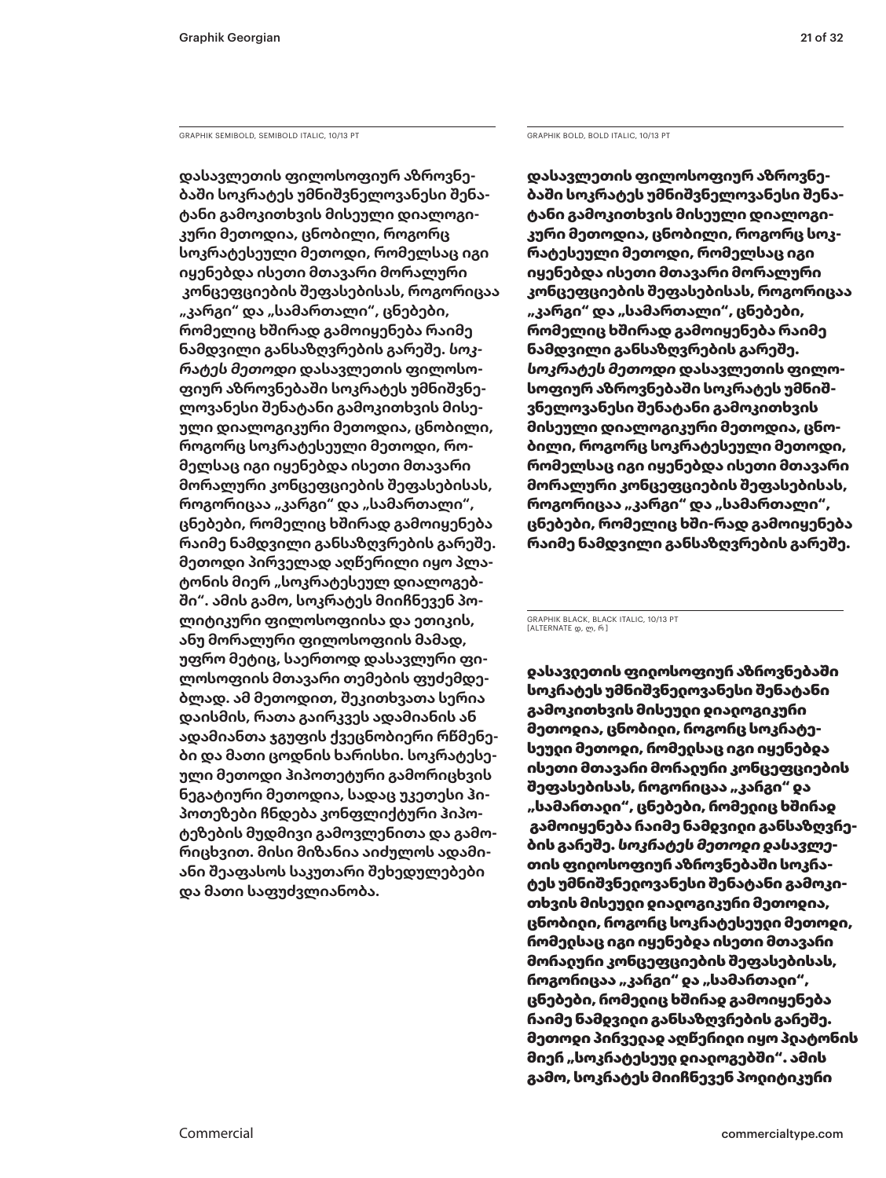GRAPHIK SEMIBOLD, SEMIBOLD ITALIC, 10/13 PT

**დასავლეთის ფილოსოფიურ აზროვნე­ბაში სოკრატეს უმნიშვნელოვანესი შენა­ტანი გამოკითხვის მისეული დიალოგი­კური მეთოდია, ცნობილი, როგორც სოკრატესეული მეთოდი, რომელსაც იგი იყენებდა ისეთი მთავარი მორალური კონცეფციების შეფასებისას, როგორიცაა „კარგი“ და „სამართალი“, ცნებები, რომელიც ხშირად გამოიყენება რაიმე ნამდვილი განსაზღვრების გარეშე. *სოკ­რატეს მეთოდი* დასავლეთის ფილოსო­ფიურ აზროვნებაში სოკრატეს უმნიშვნე­ლოვანესი შენატანი გამოკითხვის მისე­ული დიალოგიკური მეთოდია, ცნობილი, როგორც სოკრატესეული მეთოდი, რო­მელსაც იგი იყენებდა ისეთი მთავარი მორალური კონცეფციების შეფასებისას, როგორიცაა „კარგი“ და „სამართალი“, ცნებები, რომელიც ხშირად გამოიყენება რაიმე ნამდვილი განსაზღვრების გარეშე. მეთოდი პირველად აღწერილი იყო პლა­ტონის მიერ „სოკრატესეულ დიალოგებ­ში“. ამის გამო, სოკრატეს მიიჩნევენ პო­ლიტიკური ფილოსოფიისა და ეთიკის, ანუ მორალური ფილოსოფიის მამად, უფრო მეტიც, საერთოდ დასავლური ფი­ლოსოფიის მთავარი თემების ფუძემდე­ბლად. ამ მეთოდით, შეკითხვათა სერია დაისმის, რათა გაირკვეს ადამიანის ან ადამიანთა ჯგუფის ქვეცნობიერი რწმენე­ბი და მათი ცოდნის ხარისხი. სოკრატესე­ული მეთოდი ჰიპოთეტური გამორიცხვის ნეგატიური მეთოდია, სადაც უკეთესი ჰი­პოთეზები ჩნდება კონფლიქტური ჰიპო­ტეზების მუდმივი გამოვლენითა და გამო­რიცხვით. მისი მიზანია აიძულოს ადამი­ანი შეაფასოს საკუთარი შეხედულებები და მათი საფუძვლიანობა.**

GRAPHIK BOLD, BOLD ITALIC, 10/13 PT

**დასავლეთის ფილოსოფიურ აზროვნე­ბაში სოკრატეს უმნიშვნელოვანესი შენა­ტანი გამოკითხვის მისეული დიალოგი­კური მეთოდია, ცნობილი, როგორც სოკ­რატესეული მეთოდი, რომელსაც იგი იყენებდა ისეთი მთავარი მორალური კონცეფციების შეფასებისას, როგორიცაა „კარგი“ და „სამართალი“, ცნებები, რომელიც ხშირად გამოიყენება რაიმე ნამდვილი განსაზღვრების გარეშე. *სოკრატეს მეთოდი* დასავლეთის ფილო­სოფიურ აზროვნებაში სოკრატეს უმნიშ­ვნელოვანესი შენატანი გამოკითხვის მისეული დიალოგიკური მეთოდია, ცნო­ბილი, როგორც სოკრატესეული მეთოდი, რომელსაც იგი იყენებდა ისეთი მთავარი მორალური კონცეფციების შეფასებისას, როგორიცაა „კარგი“ და „სამართალი“, ცნებები, რომელიც ხში-რად გამოიყენება რაიმე ნამდვილი განსაზღვრების გარეშე.**

GRAPHIK BLACK, BLACK ITALIC, 10/13 PT
[ALTERNATE დ, ლ, რ]

**დასავლეთის ფილოსოფიურ აზროვნებაში სოკრატეს უმნიშვნელოვანესი შენატანი გამოკითხვის მისეული დიალოგიკური მეთოდია, ცნობილი, როგორც სოკრატე­სეული მეთოდი, რომელსაც იგი იყენებდა ისეთი მთავარი მორალური კონცეფციების შეფასებისას, როგორიცაა „კარგი“ და „სამართალი“, ცნებები, რომელიც ხშირად გამოიყენება რაიმე ნამდვილი განსაზღვრე­ბის გარეშე. *სოკრატეს მეთოდი* დასავლე­თის ფილოსოფიურ აზროვნებაში სოკრა­ტეს უმნიშვნელოვანესი შენატანი გამოკი­თხვის მისეული დიალოგიკური მეთოდია, ცნობილი, როგორც სოკრატესეული მეთოდი, რომელსაც იგი იყენებდა ისეთი მთავარი მორალური კონცეფციების შეფასებისას, როგორიცაა „კარგი“ და „სამართალი“, ცნებები, რომელიც ხშირად გამოიყენება რაიმე ნამდვილი განსაზღვრების გარეშე. მეთოდი პირველად აღწერილი იყო პლატონის მიერ „სოკრატესეულ დიალოგებში“. ამის გამო, სოკრატეს მიიჩნევენ პოლიტიკური**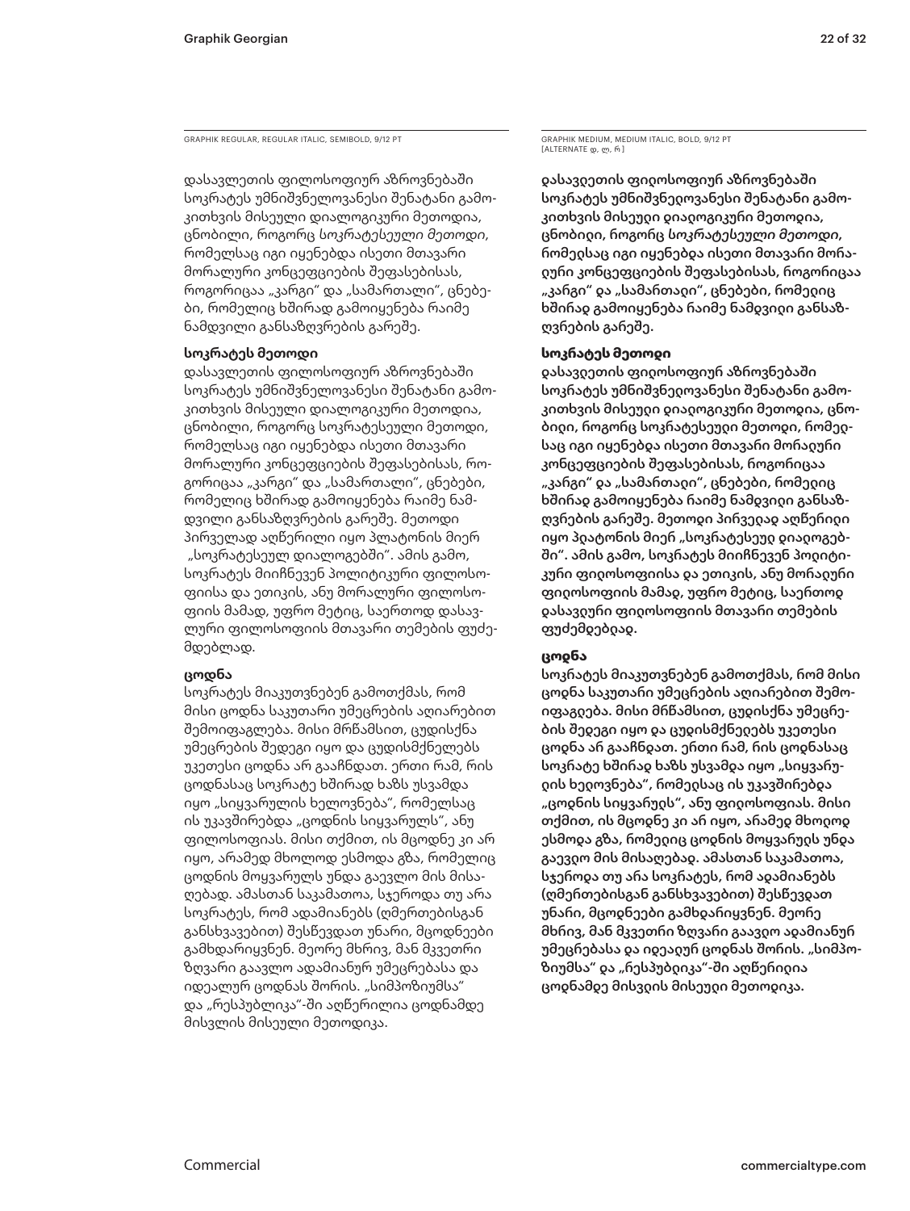GRAPHIK REGULAR, REGULAR ITALIC, SEMIBOLD, 9/12 PT

დასავლეთის ფილოსოფიურ აზროვნებაში სოკრატეს უმნიშვნელოვანესი შენატანი გამოკითხვის მისეული დიალოგიკური მეთოდია, ცნობილი, როგორც *სოკრატესეული მეთოდი*, რომელსაც იგი იყენებდა ისეთი მთავარი მორალური კონცეფციების შეფასებისას, როგორიცაა „კარგი“ და „სამართალი“, ცნებები, რომელიც ხშირად გამოიყენება რაიმე ნამდვილი განსაზღვრების გარეშე.

**სოკრატეს მეთოდი**

დასავლეთის ფილოსოფიურ აზროვნებაში სოკრატეს უმნიშვნელოვანესი შენატანი გამოკითხვის მისეული დიალოგიკური მეთოდია, ცნობილი, როგორც სოკრატესეული მეთოდი, რომელსაც იგი იყენებდა ისეთი მთავარი მორალური კონცეფციების შეფასებისას, როგორიცაა „კარგი“ და „სამართალი“, ცნებები, რომელიც ხშირად გამოიყენება რაიმე ნამდვილი განსაზღვრების გარეშე. მეთოდი პირველად აღწერილი იყო პლატონის მიერ „სოკრატესეულ დიალოგებში“. ამის გამო, სოკრატეს მიიჩნევენ პოლიტიკური ფილოსოფიისა და ეთიკის, ანუ მორალური ფილოსოფიის მამად, უფრო მეტიც, საერთოდ დასავლური ფილოსოფიის მთავარი თემების ფუძემდებლად.

**ცოდნა**

სოკრატეს მიაკუთვნებენ გამოთქმას, რომ მისი ცოდნა საკუთარი უმეცრების აღიარებით შემოიფაგლება. მისი მრწამსით, ცუდისქნა უმეცრების შედეგი იყო და ცუდისმქნელებს უკეთესი ცოდნა არ გააჩნდათ. ერთი რამ, რის ცოდნასაც სოკრატე ხშირად ხაზს უსვამდა იყო „სიყვარულის ხელოვნება“, რომელსაც ის უკავშირებდა „ცოდნის სიყვარულს“, ანუ ფილოსოფიას. მისი თქმით, ის მცოდნე კი არ იყო, არამედ მხოლოდ ესმოდა გზა, რომელიც ცოდნის მოყვარულს უნდა გაევლო მის მისაღებად. ამასთან საკამათოა, სჯეროდა თუ არა სოკრატეს, რომ ადამიანებს (ღმერთებისგან განსხვავებით) შესწევდათ უნარი, მცოდნეები გამხდარიყვნენ. მეორე მხრივ, მან მკვეთრი ზღვარი გაავლო ადამიანურ უმეცრებასა და იდეალურ ცოდნას შორის. „სიმპოზიუმსა“ და „რესპუბლიკა“-ში აღწერილია ცოდნამდე მისვლის მისეული მეთოდიკა.

GRAPHIK MEDIUM, MEDIUM ITALIC, BOLD, 9/12 PT
[ALTERNATE დ, ლ, რ]

დასავლეთის ფილოსოფიურ აზროვნებაში სოკრატეს უმნიშვნელოვანესი შენატანი გამოკითხვის მისეული დიალოგიკური მეთოდია, ცნობილი, როგორც *სოკრატესეული მეთოდი*, რომელსაც იგი იყენებდა ისეთი მთავარი მორალური კონცეფციების შეფასებისას, როგორიცაა „კარგი“ და „სამართალი“, ცნებები, რომელიც ხშირად გამოიყენება რაიმე ნამდვილი განსაზღვრების გარეშე.

**სოკრატეს მეთოდი**

დასავლეთის ფილოსოფიურ აზროვნებაში სოკრატეს უმნიშვნელოვანესი შენატანი გამოკითხვის მისეული დიალოგიკური მეთოდია, ცნობილი, როგორც სოკრატესეული მეთოდი, რომელსაც იგი იყენებდა ისეთი მთავარი მორალური კონცეფციების შეფასებისას, როგორიცაა „კარგი“ და „სამართალი“, ცნებები, რომელიც ხშირად გამოიყენება რაიმე ნამდვილი განსაზღვრების გარეშე. მეთოდი პირველად აღწერილი იყო პლატონის მიერ „სოკრატესეულ დიალოგებში“. ამის გამო, სოკრატეს მიიჩნევენ პოლიტიკური ფილოსოფიისა და ეთიკის, ანუ მორალური ფილოსოფიის მამად, უფრო მეტიც, საერთოდ დასავლური ფილოსოფიის მთავარი თემების ფუძემდებლად.

**ცოდნა**

სოკრატეს მიაკუთვნებენ გამოთქმას, რომ მისი ცოდნა საკუთარი უმეცრების აღიარებით შემოიფაგლება. მისი მრწამსით, ცუდისქნა უმეცრების შედეგი იყო და ცუდისმქნელებს უკეთესი ცოდნა არ გააჩნდათ. ერთი რამ, რის ცოდნასაც სოკრატე ხშირად ხაზს უსვამდა იყო „სიყვარულის ხელოვნება“, რომელსაც ის უკავშირებდა „ცოდნის სიყვარულს“, ანუ ფილოსოფიას. მისი თქმით, ის მცოდნე კი არ იყო, არამედ მხოლოდ ესმოდა გზა, რომელიც ცოდნის მოყვარულს უნდა გაევლო მის მისაღებად. ამასთან საკამათოა, სჯეროდა თუ არა სოკრატეს, რომ ადამიანებს (ღმერთებისგან განსხვავებით) შესწევდათ უნარი, მცოდნეები გამხდარიყვნენ. მეორე მხრივ, მან მკვეთრი ზღვარი გაავლო ადამიანურ უმეცრებასა და იდეალურ ცოდნას შორის. „სიმპოზიუმსა“ და „რესპუბლიკა“-ში აღწერილია ცოდნამდე მისვლის მისეული მეთოდიკა.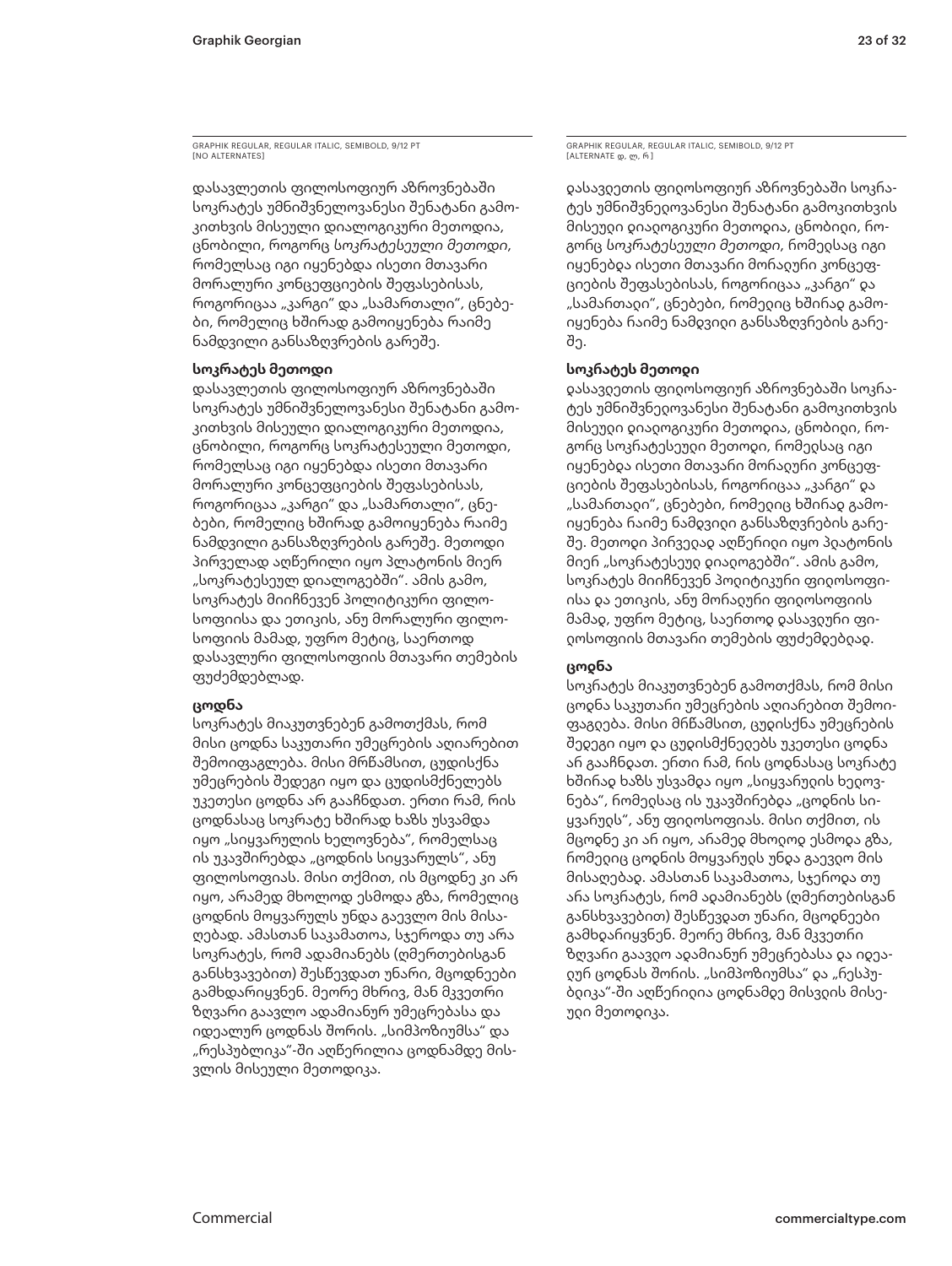GRAPHIK REGULAR, REGULAR ITALIC, SEMIBOLD, 9/12 PT
[NO ALTERNATES]

დასავლეთის ფილოსოფიურ აზროვნებაში სოკრატეს უმნიშვნელოვანესი შენატანი გამოკითხვის მისეული დიალოგიკური მეთოდია, ცნობილი, როგორც *სოკრატესეული მეთოდი*, რომელსაც იგი იყენებდა ისეთი მთავარი მორალური კონცეფციების შეფასებისას, როგორიცაა „კარგი“ და „სამართალი“, ცნებები, რომელიც ხშირად გამოიყენება რაიმე ნამდვილი განსაზღვრების გარეშე.

**სოკრატეს მეთოდი**

დასავლეთის ფილოსოფიურ აზროვნებაში სოკრატეს უმნიშვნელოვანესი შენატანი გამოკითხვის მისეული დიალოგიკური მეთოდია, ცნობილი, როგორც სოკრატესეული მეთოდი, რომელსაც იგი იყენებდა ისეთი მთავარი მორალური კონცეფციების შეფასებისას, როგორიცაა „კარგი“ და „სამართალი“, ცნებები, რომელიც ხშირად გამოიყენება რაიმე ნამდვილი განსაზღვრების გარეშე. მეთოდი პირველად აღწერილი იყო პლატონის მიერ „სოკრატესეულ დიალოგებში“. ამის გამო, სოკრატეს მიიჩნევენ პოლიტიკური ფილოსოფიისა და ეთიკის, ანუ მორალური ფილოსოფიის მამად, უფრო მეტიც, საერთოდ დასავლური ფილოსოფიის მთავარი თემების ფუძემდებლად.

**ცოდნა**

სოკრატეს მიაკუთვნებენ გამოთქმას, რომ მისი ცოდნა საკუთარი უმეცრების აღიარებით შემოიფაგლება. მისი მრწამსით, ცუდისქნა უმეცრების შედეგი იყო და ცუდისმქნელებს უკეთესი ცოდნა არ გააჩნდათ. ერთი რამ, რის ცოდნასაც სოკრატე ხშირად ხაზს უსვამდა იყო „სიყვარულის ხელოვნება“, რომელსაც ის უკავშირებდა „ცოდნის სიყვარულს“, ანუ ფილოსოფიას. მისი თქმით, ის მცოდნე კი არ იყო, არამედ მხოლოდ ესმოდა გზა, რომელიც ცოდნის მოყვარულს უნდა გაევლო მის მისაღებად. ამასთან საკამათოა, სჯეროდა თუ არა სოკრატეს, რომ ადამიანებს (ღმერთებისგან განსხვავებით) შესწევდათ უნარი, მცოდნეები გამხდარიყვნენ. მეორე მხრივ, მან მკვეთრი ზღვარი გაავლო ადამიანურ უმეცრებასა და იდეალურ ცოდნას შორის. „სიმპოზიუმსა“ და „რესპუბლიკა“-ში აღწერილია ცოდნამდე მისვლის მისეული მეთოდიკა.

GRAPHIK REGULAR, REGULAR ITALIC, SEMIBOLD, 9/12 PT
[ALTERNATE დ, ლ, რ]

დასავლეთის ფილოსოფიურ აზროვნებაში სოკრატეს უმნიშვნელოვანესი შენატანი გამოკითხვის მისეული დიალოგიკური მეთოდია, ცნობილი, როგორც *სოკრატესეული მეთოდი*, რომელსაც იგი იყენებდა ისეთი მთავარი მორალური კონცეფციების შეფასებისას, როგორიცაა „კარგი“ და „სამართალი“, ცნებები, რომელიც ხშირად გამოიყენება რაიმე ნამდვილი განსაზღვრების გარეშე.

**სოკრატეს მეთოდი**

დასავლეთის ფილოსოფიურ აზროვნებაში სოკრატეს უმნიშვნელოვანესი შენატანი გამოკითხვის მისეული დიალოგიკური მეთოდია, ცნობილი, როგორც სოკრატესეული მეთოდი, რომელსაც იგი იყენებდა ისეთი მთავარი მორალური კონცეფციების შეფასებისას, როგორიცაა „კარგი“ და „სამართალი“, ცნებები, რომელიც ხშირად გამოიყენება რაიმე ნამდვილი განსაზღვრების გარეშე. მეთოდი პირველად აღწერილი იყო პლატონის მიერ „სოკრატესეულ დიალოგებში“. ამის გამო, სოკრატეს მიიჩნევენ პოლიტიკური ფილოსოფიისა და ეთიკის, ანუ მორალური ფილოსოფიის მამად, უფრო მეტიც, საერთოდ დასავლური ფილოსოფიის მთავარი თემების ფუძემდებლად.

**ცოდნა**

სოკრატეს მიაკუთვნებენ გამოთქმას, რომ მისი ცოდნა საკუთარი უმეცრების აღიარებით შემოიფაგლება. მისი მრწამსით, ცუდისქნა უმეცრების შედეგი იყო და ცუდისმქნელებს უკეთესი ცოდნა არ გააჩნდათ. ერთი რამ, რის ცოდნასაც სოკრატე ხშირად ხაზს უსვამდა იყო „სიყვარულის ხელოვნება“, რომელსაც ის უკავშირებდა „ცოდნის სიყვარულს“, ანუ ფილოსოფიას. მისი თქმით, ის მცოდნე კი არ იყო, არამედ მხოლოდ ესმოდა გზა, რომელიც ცოდნის მოყვარულს უნდა გაევლო მის მისაღებად. ამასთან საკამათოა, სჯეროდა თუ არა სოკრატეს, რომ ადამიანებს (ღმერთებისგან განსხვავებით) შესწევდათ უნარი, მცოდნეები გამხდარიყვნენ. მეორე მხრივ, მან მკვეთრი ზღვარი გაავლო ადამიანურ უმეცრებასა და იდეალურ ცოდნას შორის. „სიმპოზიუმსა“ და „რესპუბლიკა“-ში აღწერილია ცოდნამდე მისვლის მისეული მეთოდიკა.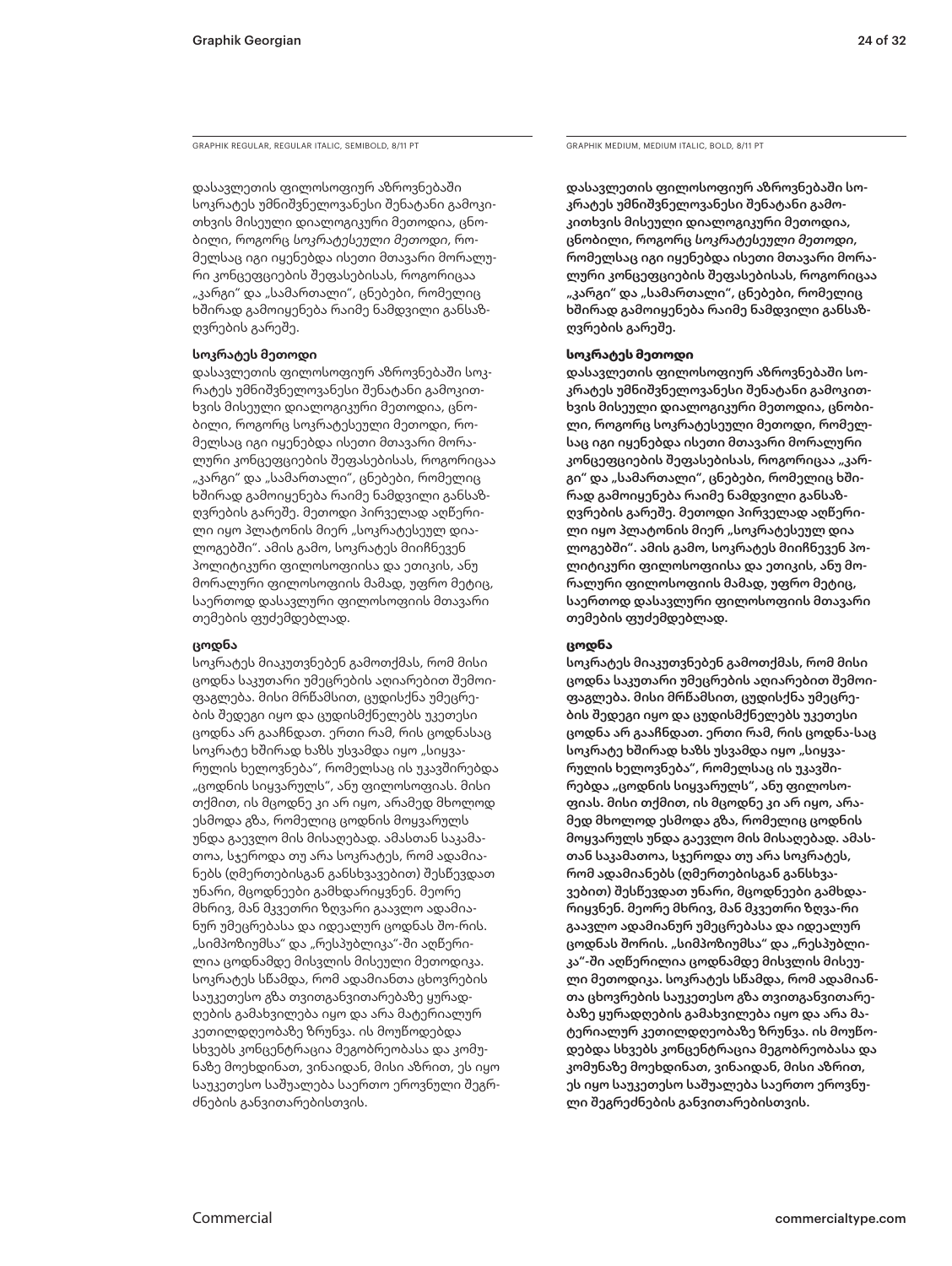GRAPHIK REGULAR, REGULAR ITALIC, SEMIBOLD, 8/11 PT

დასავლეთის ფილოსოფიურ აზროვნებაში სოკრატეს უმნიშვნელოვანესი შენატანი გამოკითხვის მისეული დიალოგიკური მეთოდია, ცნობილი, როგორც *სოკრატესეული მეთოდი*, რომელსაც იგი იყენებდა ისეთი მთავარი მორალური კონცეფციების შეფასებისას, როგორიცაა „კარგი" და „სამართალი", ცნებები, რომელიც ხშირად გამოიყენება რაიმე ნამდვილი განსაზღვრების გარეშე.

**სოკრატეს მეთოდი**

დასავლეთის ფილოსოფიურ აზროვნებაში სოკრატეს უმნიშვნელოვანესი შენატანი გამოკითხვის მისეული დიალოგიკური მეთოდია, ცნობილი, როგორც სოკრატესეული მეთოდი, რომელსაც იგი იყენებდა ისეთი მთავარი მორალური კონცეფციების შეფასებისას, როგორიცაა „კარგი" და „სამართალი", ცნებები, რომელიც ხშირად გამოიყენება რაიმე ნამდვილი განსაზღვრების გარეშე. მეთოდი პირველად აღწერილი იყო პლატონის მიერ „სოკრატესეულ დიალოგებში". ამის გამო, სოკრატეს მიიჩნევენ პოლიტიკური ფილოსოფიისა და ეთიკის, ანუ მორალური ფილოსოფიის მამად, უფრო მეტიც, საერთოდ დასავლური ფილოსოფიის მთავარი თემების ფუძემდებლად.

**ცოდნა**

სოკრატეს მიაკუთვნებენ გამოთქმას, რომ მისი ცოდნა საკუთარი უმეცრების აღიარებით შემოიფაგლება. მისი მრწამსით, ცუდისქნა უმეცრების შედეგი იყო და ცუდისმქნელებს უკეთესი ცოდნა არ გააჩნდათ. ერთი რამ, რის ცოდნასაც სოკრატე ხშირად ხაზს უსვამდა იყო „სიყვარულის ხელოვნება", რომელსაც ის უკავშირებდა „ცოდნის სიყვარულს", ანუ ფილოსოფიას. მისი თქმით, ის მცოდნე კი არ იყო, არამედ მხოლოდ ესმოდა გზა, რომელიც ცოდნის მოყვარულს უნდა გაევლო მის მისაღებად. ამასთან საკამათოა, სჯეროდა თუ არა სოკრატეს, რომ ადამიანებს (ღმერთებისგან განსხვავებით) შესწევდათ უნარი, მცოდნეები გამხდარიყვნენ. მეორე მხრივ, მან მკვეთრი ზღვარი გაავლო ადამიანურ უმეცრებასა და იდეალურ ცოდნას შო-რის. „სიმპოზიუმსა" და „რესპუბლიკა"-ში აღწერილია ცოდნამდე მისვლის მისეული მეთოდიკა. სოკრატეს სწამდა, რომ ადამიანთა ცხოვრების საუკეთესო გზა თვითგანვითარებაზე ყურადღების გამახვილება იყო და არა მატერიალურ კეთილდღეობაზე ზრუნვა. ის მოუწოდებდა სხვებს კონცენტრაცია მეგობრობასა და კომუნაზე მოეხდინათ, ვინაიდან, მისი აზრით, ეს იყო საუკეთესო საშუალება საერთო ეროვნული შეგრძნების განვითარებისთვის.

GRAPHIK MEDIUM, MEDIUM ITALIC, BOLD, 8/11 PT

დასავლეთის ფილოსოფიურ აზროვნებაში სოკრატეს უმნიშვნელოვანესი შენატანი გამოკითხვის მისეული დიალოგიკური მეთოდია, ცნობილი, როგორც *სოკრატესეული მეთოდი*, რომელსაც იგი იყენებდა ისეთი მთავარი მორალური კონცეფციების შეფასებისას, როგორიცაა „კარგი" და „სამართალი", ცნებები, რომელიც ხშირად გამოიყენება რაიმე ნამდვილი განსაზღვრების გარეშე.

**სოკრატეს მეთოდი**

დასავლეთის ფილოსოფიურ აზროვნებაში სოკრატეს უმნიშვნელოვანესი შენატანი გამოკითხვის მისეული დიალოგიკური მეთოდია, ცნობილი, როგორც სოკრატესეული მეთოდი, რომელსაც იგი იყენებდა ისეთი მთავარი მორალური კონცეფციების შეფასებისას, როგორიცაა „კარგი" და „სამართალი", ცნებები, რომელიც ხშირად გამოიყენება რაიმე ნამდვილი განსაზღვრების გარეშე. მეთოდი პირველად აღწერილი იყო პლატონის მიერ „სოკრატესეულ დია ლოგებში". ამის გამო, სოკრატეს მიიჩნევენ პოლიტიკური ფილოსოფიისა და ეთიკის, ანუ მორალური ფილოსოფიის მამად, უფრო მეტიც, საერთოდ დასავლური ფილოსოფიის მთავარი თემების ფუძემდებლად.

**ცოდნა**

სოკრატეს მიაკუთვნებენ გამოთქმას, რომ მისი ცოდნა საკუთარი უმეცრების აღიარებით შემოიფაგლება. მისი მრწამსით, ცუდისქნა უმეცრების შედეგი იყო და ცუდისმქნელებს უკეთესი ცოდნა არ გააჩნდათ. ერთი რამ, რის ცოდნა-საც სოკრატე ხშირად ხაზს უსვამდა იყო „სიყვარულის ხელოვნება", რომელსაც ის უკავშირებდა „ცოდნის სიყვარულს", ანუ ფილოსოფიას. მისი თქმით, ის მცოდნე კი არ იყო, არამედ მხოლოდ ესმოდა გზა, რომელიც ცოდნის მოყვარულს უნდა გაევლო მის მისაღებად. ამასთან საკამათოა, სჯეროდა თუ არა სოკრატეს, რომ ადამიანებს (ღმერთებისგან განსხვავებით) შესწევდათ უნარი, მცოდნეები გამხდარიყვნენ. მეორე მხრივ, მან მკვეთრი ზღვა-რი გაავლო ადამიანურ უმეცრებასა და იდეალურ ცოდნას შორის. „სიმპოზიუმსა" და „რესპუბლიკა"-ში აღწერილია ცოდნამდე მისვლის მისეული მეთოდიკა. სოკრატეს სწამდა, რომ ადამიანთა ცხოვრების საუკეთესო გზა თვითგანვითარებაზე ყურადღების გამახვილება იყო და არა მატერიალურ კეთილდღეობაზე ზრუნვა. ის მოუწოდებდა სხვებს კონცენტრაცია მეგობრობასა და კომუნაზე მოეხდინათ, ვინაიდან, მისი აზრით, ეს იყო საუკეთესო საშუალება საერთო ეროვნული შეგრძნების განვითარებისთვის.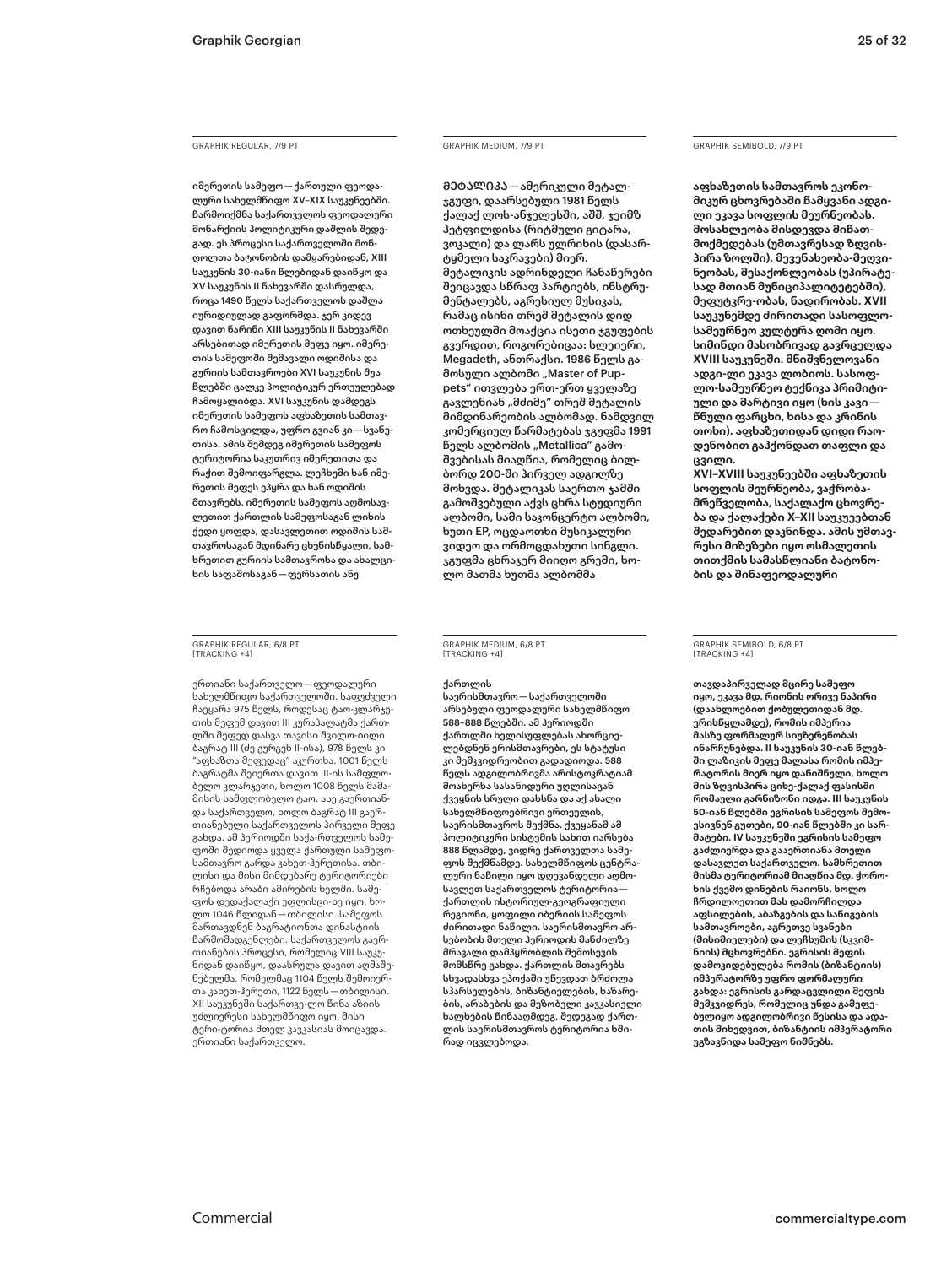GRAPHIK REGULAR, 7/9 PT

იმერეთის სამეფო — ქართული ფეოდალური სახელმწიფო XV–XIX საუკუნეებში. წარმოიქმნა საქართველოს ფეოდალური მონარქიის პოლიტიკური დაშლის შედეგად. ეს პროცესი საქართველოში მონღოლთა ბატონობის დამყარებიდან, XIII საუკუნის 30-იანი წლებიდან დაიწყო და XV საუკუნის II ნახევარში დასრულდა, როცა 1490 წელს საქართველოს დაშლა იურიდიულად გაფორმდა. ჯერ კიდევ დავით ნარინი XIII საუკუნის II ნახევარში არსებითად იმერეთის მეფე იყო. იმერეთის სამეფოში შემავალი ოდიშისა და გურიის სამთავროები XVI საუკუნის შუა წლებში ცალკე პოლიტიკურ ერთეულებად ჩამოყალიბდა. XVI საუკუნის დამდეგს იმერეთის სამეფოს აფხაზეთის სამთავრო ჩამოსცილდა, უფრო გვიან კი — სვანეთისა. ამის შემდეგ იმერეთის სამეფოს ტერიტორია საკუთრივ იმერეთითა და რაჭით შემოიფარგლა. ლეჩხუმი ხან იმერეთის მეფეს ეპყრა და ხან ოდიშის მთავრებს. იმერეთის სამეფოს აღმოსავლეთით ქართლის სამეფოსაგან ლიხის ქედი ყოფდა, დასავლეთით ოდიშის სამთავროსაგან მდინარე ცხენისწყალი, სამხრეთით გურიის სამთავროსა და ახალციხის საფაშოსაგან — ფერსათის ანუ

GRAPHIK MEDIUM, 7/9 PT

მეტალიკა — ამერიკული მეტალჯგუფი, დაარსებული 1981 წელს ქალაქ ლოს-ანჯელესში, აშშ, ჯეიმზ ჰეტფილდისა (რიტმული გიტარა, ვოკალი) და ლარს ულრიხის (დასარტყმელი საკრავები) მიერ. მეტალიკის ადრინდელი ჩანაწერები შეიცავდა სწრაფ პარტიებს, ინსტრუმენტალებს, აგრესიულ მუსიკას, რამაც ისინი თრეშ მეტალის დიდ ოთხეულში მოაქცია ისეთი ჯგუფების გვერდით, როგორებიცაა: სლეიერი, Megadeth, ანთრაქსი. 1986 წელს გამოსული ალბომი „Master of Puppets" ითვლება ერთ-ერთ ყველაზე გავლენიან „მძიმე" თრეშ მეტალის მიმდინარეობის ალბომად. ნამდვილ კომერციულ წარმატებას ჯგუფმა 1991 წელს ალბომის „Metallica" გამოშვებისას მიაღწია, რომელიც ბილბორდ 200-ში პირველ ადგილზე მოხვდა. მეტალიკას საერთო ჯამში გამოშვებული აქვს ცხრა სტუდიური ალბომი, სამი საკონცერტო ალბომი, ხუთი EP, ოცდაოთხი მუსიკალური ვიდეო და ორმოცდახუთი სინგლი. ჯგუფმა ცხრაჯერ მიიღო გრემი, ხოლო მათმა ხუთმა ალბომმა

GRAPHIK SEMIBOLD, 7/9 PT

აფხაზეთის სამთავროს ეკონომიკურ ცხოვრებაში წამყვანი ადგილი ეკავა სოფლის მეურნეობას. მოსახლეობა მისდევდა მიწათმოქმედებას (უმთავრესად ზღვისპირა ზოლში), მევენახეობა-მეღვინეობას, მესაქონლეობას (უპირატესად მთიან მუნიციპალიტეტებში), მეფუტკრე-ობას, ნადირობას. XVII საუკუნემდე ძირითადი სასოფლო-სამეურნეო კულტურა ღომი იყო. სიმინდი მასობრივად გავრცელდა XVIII საუკუნეში. მნიშვნელოვანი ადგი-ლი ეკავა ლობიოს. სასოფლო-სამეურნეო ტექნიკა პრიმიტიული და მარტივი იყო (ხის კავი — წნული ფარცხი, ხისა და რკინის თოხი). აფხაზეთიდან დიდი რაოდენობით გაჰქონდათ თაფლი და ცვილი.
XVI–XVIII საუკუნეებში აფხაზეთის სოფლის მეურნეობა, ვაჭრობა-მრეწველობა, საქალაქო ცხოვრება და ქალაქები X–XII საუკუნეებთან შედარებით დაკნინდა. ამის უმთავრესი მიზეზები იყო ოსმალეთის თითქმის სამასწლიანი ბატონობის და შინაფეოდალური

GRAPHIK REGULAR, 6/8 PT [TRACKING +4]

ერთიანი საქართველო — ფეოდალური სახელმწიფო საქართველოში. საფუძველი ჩაეყარა 975 წელს, როდესაც ტაო-კლარჯეთის მეფემ დავით III კურაპალატმა ქართლში მეფედ დასვა თავისი შვილობილი ბაგრატ III (ძე გურგენ II-ისა), 978 წელს კი "აფხაზთა მეფედაც" აკურთხა. 1001 წელს ბაგრატმა შეიერთა დავით III-ის სამფლობელო კლარჯეთი, ხოლო 1008 წელს მამამისის სამფლობელო ტაო. ასე გაერთიანდა საქართველო, ხოლო ბაგრატ III გაერთიანებული საქართველოს პირველი მეფე გახდა. ამ პერიოდში საქა-რთველოს სამეფოში შედიოდა ყველა ქართული სამეფოსამთავრო გარდა კახეთ-ჰერეთისა. თბილისი და მისი მიმდებარე ტერიტორიები რჩებოდა არაბი ამირების ხელში. სამეფოს დედაქალაქი უფლისცი-ხე იყო, ხოლო 1046 წლიდან — თბილისი. სამეფოს მართავდნენ ბაგრატიონთა დინასტიის წარმომადგენლები. საქართველოს გაერთიანების პროცესი, რომელიც VIII საუკუნიდან დაიწყო, დაასრულა დავით აღმაშენებელმა, რომელმაც 1104 წელს შემოიერთა კახეთ-ჰერეთი, 1122 წელს — თბილისი. XII საუკუნეში საქართვე-ლო წინა აზიის უძლიერესი სახელმწიფო იყო, მისი ტერი-ტორია მთელ კავკასიას მოიცავდა. ერთიანი საქართველო.

GRAPHIK MEDIUM, 6/8 PT [TRACKING +4]

ქართლის საერისმთავრო — საქართველოში არსებული ფეოდალური სახელმწიფო 588–888 წლებში. ამ პერიოდში ქართლში ხელისუფლებას ახორციელებდნენ ერისმთავრები, ეს სტატუსი კი მემკვიდრეობით გადადიოდა. 588 წელს ადგილობრივმა არისტოკრატიამ მოახერხა სასანიდურ ულღისაგან ქვეყნის სრული დახსნა და აქ ახალი სახელმწიფოებრივი ერთეულის, საერისმთავროს შექმნა. ქვეყანამ ამ პოლიტიკური სისტემის სახით იარსება 888 წლამდე, ვიდრე ქართველთა სამეფოს შექმნამდე. სახელმწიფოს ცენტრალური ნაწილი იყო დღევანდელი აღმოსავლეთ საქართველოს ტერიტორია — ქართლის ისტორიულ-გეოგრაფიული რეგიონი, ყოფილი იბერიის სამეფოს ძირითადი ნაწილი. საერისმთავრო არსებობის მთელი პერიოდის მანძილზე მრავალი დამპყრობლის შემოსევის მომსწრე გახდა. ქართლის მთავრებს სხვადასხვა ეპოქაში უწევდათ ბრძოლა სპარსელების, ბიზანტიელების, ხაზარების, არაბების და მეზობელი კავკასიელი ხალხების წინააღმდეგ, შედეგად ქართლის საერისმთავროს ტერიტორია ხშირად იცვლებოდა.

GRAPHIK SEMIBOLD, 6/8 PT [TRACKING +4]

თავდაპირველად მცირე სამეფო იყო, ეკავა მდ. რიონის ორივე ნაპირი (დაახლოებით ქობულეთიდან მდ. ერისწყლამდე), რომის იმპერია მასზე ფორმალურ სიუზერენობას ინარჩუნებდა. II საუკუნის 30-იან წლებში ლაზიკის მეფე მალასა რომის იმპერატორის მიერ იყო დანიშნული, ხოლო მის ზღვისპირა ციხე-ქალაქ ფასისში რომაული გარნიზონი იდგა. III საუკუნის 50-იან წლებში ეგრისის სამეფოს შემოესივნენ გუთები, 90-იან წლებში კი სარმატები. IV საუკუნეში ეგრისის სამეფო გაძლიერდა და გააერთიანა მთელი დასავლეთ საქართველო. სამხრეთით მისმა ტერიტორიამ მიაღწია მდ. ჭოროხის ქვემო დინების რაიონს, ხოლო ჩრდილოეთით მას დამორჩილდა აფსილების, აბაზგების და სანიგების სამთავროები, აგრეთვე სვანები (მისიმიელები) და ლეჩხუმის (სკვიმნიის) მცხოვრებნი. ეგრისის მეფის დამოკიდებულება რომის (ბიზანტიის) იმპერატორზე უფრო ფორმალური გახდა: ეგრისის გარდაცვლილი მეფის მემკვიდრეს, რომელიც უნდა გამეფებულიყო ადგილობრივი წესისა და ადათის მიხედვით, ბიზანტიის იმპერატორი უგზავნიდა სამეფო ნიშნებს.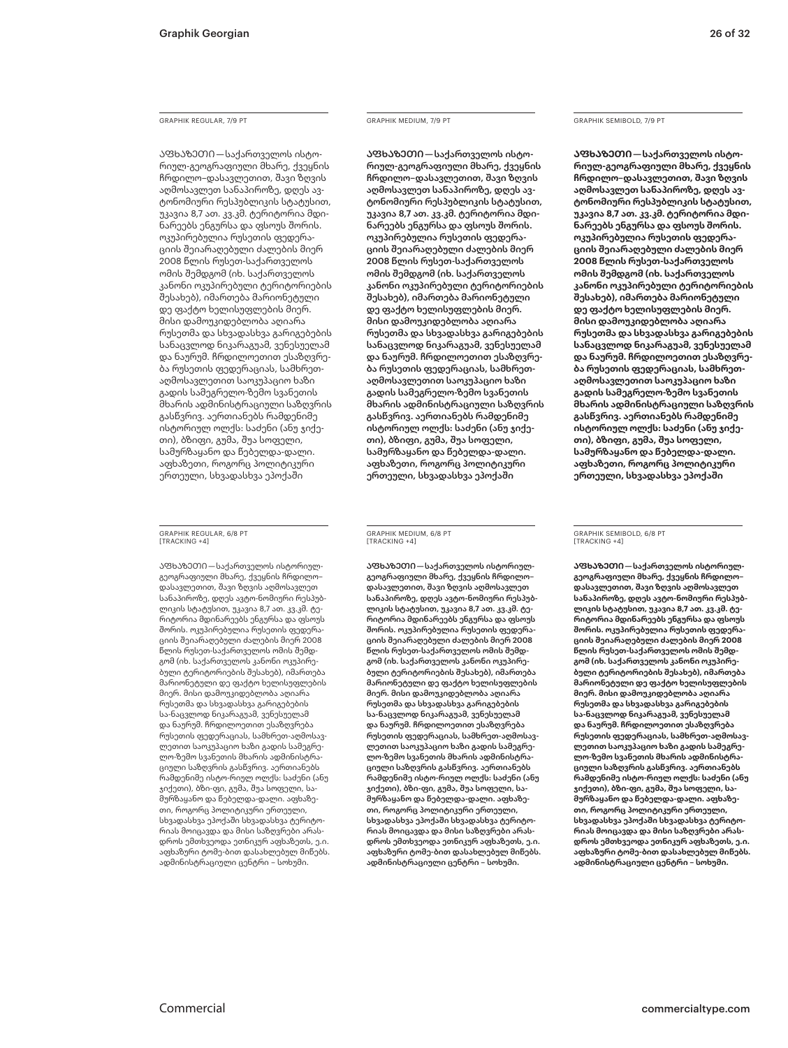GRAPHIK REGULAR, 7/9 PT

ᲐᲤᲮᲐᲖᲔᲗᲘ — საქართველოს ისტორიულ-გეოგრაფიული მხარე, ქვეყნის ჩრდილო–დასავლეთით, შავი ზღვის აღმოსავლეთ სანაპიროზე, დღეს ავტონომიური რესპუბლიკის სტატუსით, უკავია 8,7 ათ. კვ.კმ. ტერიტორია მდინარეებს ენგურსა და ფსოუს შორის. ოკუპირებულია რუსეთის ფედერაციის შეიარაღებული ძალების მიერ 2008 წლის რუსეთ-საქართველოს ომის შემდგომ (იხ. საქართველოს კანონი ოკუპირებული ტერიტორიების შესახებ), იმართება მარიონეტული დე ფაქტო ხელისუფლების მიერ. მისი დამოუკიდებლობა აღიარა რუსეთმა და სხვადასხვა გარიგებების სანაცვლოდ ნიკარაგუამ, ვენესუელამ და ნაურუმ. ჩრდილოეთით ესაზღვრება რუსეთის ფედერაციას, სამხრეთ-აღმოსავლეთით საოკუპაციო ხაზი გადის სამეგრელო-ზემო სვანეთის მხარის ადმინისტრაციული საზღვრის გასწვრივ. აერთიანებს რამდენიმე ისტორიულ ოლქს: საძენი (ანუ ჯიქეთი), ბზიფი, გუმა, შუა სოფელი, სამურზაყანო და წებელდა-დალი. აფხაზეთი, როგორც პოლიტიკური ერთეული, სხვადასხვა ეპოქაში

GRAPHIK MEDIUM, 7/9 PT

**ᲐᲤᲮᲐᲖᲔᲗᲘ — საქართველოს ისტორიულ-გეოგრაფიული მხარე, ქვეყნის ჩრდილო–დასავლეთით, შავი ზღვის აღმოსავლეთ სანაპიროზე, დღეს ავტონომიური რესპუბლიკის სტატუსით, უკავია 8,7 ათ. კვ.კმ. ტერიტორია მდინარეებს ენგურსა და ფსოუს შორის. ოკუპირებულია რუსეთის ფედერაციის შეიარაღებული ძალების მიერ 2008 წლის რუსეთ-საქართველოს ომის შემდგომ (იხ. საქართველოს კანონი ოკუპირებული ტერიტორიების შესახებ), იმართება მარიონეტული დე ფაქტო ხელისუფლების მიერ. მისი დამოუკიდებლობა აღიარა რუსეთმა და სხვადასხვა გარიგებების სანაცვლოდ ნიკარაგუამ, ვენესუელამ და ნაურუმ. ჩრდილოეთით ესაზღვრება რუსეთის ფედერაციას, სამხრეთ-აღმოსავლეთით საოკუპაციო ხაზი გადის სამეგრელო-ზემო სვანეთის მხარის ადმინისტრაციული საზღვრის გასწვრივ. აერთიანებს რამდენიმე ისტორიულ ოლქს: საძენი (ანუ ჯიქეთი), ბზიფი, გუმა, შუა სოფელი, სამურზაყანო და წებელდა-დალი. აფხაზეთი, როგორც პოლიტიკური ერთეული, სხვადასხვა ეპოქაში**

GRAPHIK SEMIBOLD, 7/9 PT

**ᲐᲤᲮᲐᲖᲔᲗᲘ — საქართველოს ისტორიულ-გეოგრაფიული მხარე, ქვეყნის ჩრდილო–დასავლეთით, შავი ზღვის აღმოსავლეთ სანაპიროზე, დღეს ავტონომიური რესპუბლიკის სტატუსით, უკავია 8,7 ათ. კვ.კმ. ტერიტორია მდინარეებს ენგურსა და ფსოუს შორის. ოკუპირებულია რუსეთის ფედერაციის შეიარაღებული ძალების მიერ 2008 წლის რუსეთ-საქართველოს ომის შემდგომ (იხ. საქართველოს კანონი ოკუპირებული ტერიტორიების შესახებ), იმართება მარიონეტული დე ფაქტო ხელისუფლების მიერ. მისი დამოუკიდებლობა აღიარა რუსეთმა და სხვადასხვა გარიგებების სანაცვლოდ ნიკარაგუამ, ვენესუელამ და ნაურუმ. ჩრდილოეთით ესაზღვრება რუსეთის ფედერაციას, სამხრეთ-აღმოსავლეთით საოკუპაციო ხაზი გადის სამეგრელო-ზემო სვანეთის მხარის ადმინისტრაციული საზღვრის გასწვრივ. აერთიანებს რამდენიმე ისტორიულ ოლქს: საძენი (ანუ ჯიქეთი), ბზიფი, გუმა, შუა სოფელი, სამურზაყანო და წებელდა-დალი. აფხაზეთი, როგორც პოლიტიკური ერთეული, სხვადასხვა ეპოქაში**

GRAPHIK REGULAR, 6/8 PT [TRACKING +4]

ᲐᲤᲮᲐᲖᲔᲗᲘ — საქართველოს ისტორიულ-გეოგრაფიული მხარე, ქვეყნის ჩრდილო–დასავლეთით, შავი ზღვის აღმოსავლეთ სანაპიროზე, დღეს ავტო-ნომიური რესპუბლიკის სტატუსით, უკავია 8,7 ათ. კვ.კმ. ტერიტორია მდინარეებს ენგურსა და ფსოუს შორის. ოკუპირებულია რუსეთის ფედერაციის შეიარაღებული ძალების მიერ 2008 წლის რუსეთ-საქართველოს ომის შემდგომ (იხ. საქართველოს კანონი ოკუპირებული ტერიტორიების შესახებ), იმართება მარიონეტული დე ფაქტო ხელისუფლების მიერ. მისი დამოუკიდებლობა აღიარა რუსეთმა და სხვადასხვა გარიგებების სა-ნაცვლოდ ნიკარაგუამ, ვენესუელამ და ნაურუმ. ჩრდილოეთით ესაზღვრება რუსეთის ფედერაციას, სამხრეთ-აღმოსავლეთით საოკუპაციო ხაზი გადის სამეგრელო-ზემო სვანეთის მხარის ადმინისტრაციული საზღვრის გასწვრივ. აერთიანებს რამდენიმე ისტორიულ ოლქს: საძენი (ანუ ჯიქეთი), ბზი-ფი, გუმა, შუა სოფელი, სამურზაყანო და წებელდა-დალი. აფხაზეთი, როგორც პოლიტიკური ერთეული, სხვადასხვა ეპოქაში სხვადასხვა ტერიტორიას მოიცავდა და მისი საზღვრები არასდროს ემთხვეოდა ეთნიკურ აფხაზეთს, ე.ი. აფხაზური ტომე-ბით დასახლებულ მიწებს. ადმინისტრაციული ცენტრი – სოხუმი.

GRAPHIK MEDIUM, 6/8 PT [TRACKING +4]

**ᲐᲤᲮᲐᲖᲔᲗᲘ — საქართველოს ისტორიულ-გეოგრაფიული მხარე, ქვეყნის ჩრდილო–დასავლეთით, შავი ზღვის აღმოსავლეთ სანაპიროზე, დღეს ავტო-ნომიური რესპუბლიკის სტატუსით, უკავია 8,7 ათ. კვ.კმ. ტერიტორია მდინარეებს ენგურსა და ფსოუს შორის. ოკუპირებულია რუსეთის ფედერაციის შეიარაღებული ძალების მიერ 2008 წლის რუსეთ-საქართველოს ომის შემდგომ (იხ. საქართველოს კანონი ოკუპირებული ტერიტორიების შესახებ), იმართება მარიონეტული დე ფაქტო ხელისუფლების მიერ. მისი დამოუკიდებლობა აღიარა რუსეთმა და სხვადასხვა გარიგებების სა-ნაცვლოდ ნიკარაგუამ, ვენესუელამ და ნაურუმ. ჩრდილოეთით ესაზღვრება რუსეთის ფედერაციას, სამხრეთ-აღმოსავლეთით საოკუპაციო ხაზი გადის სამეგრელო-ზემო სვანეთის მხარის ადმინისტრაციული საზღვრის გასწვრივ. აერთიანებს რამდენიმე ისტორიულ ოლქს: საძენი (ანუ ჯიქეთი), ბზი-ფი, გუმა, შუა სოფელი, სამურზაყანო და წებელდა-დალი. აფხაზეთი, როგორც პოლიტიკური ერთეული, სხვადასხვა ეპოქაში სხვადასხვა ტერიტორიას მოიცავდა და მისი საზღვრები არასდროს ემთხვეოდა ეთნიკურ აფხაზეთს, ე.ი. აფხაზური ტომე-ბით დასახლებულ მიწებს. ადმინისტრაციული ცენტრი – სოხუმი.**

GRAPHIK SEMIBOLD, 6/8 PT [TRACKING +4]

**ᲐᲤᲮᲐᲖᲔᲗᲘ — საქართველოს ისტორიულ-გეოგრაფიული მხარე, ქვეყნის ჩრდილო–დასავლეთით, შავი ზღვის აღმოსავლეთ სანაპიროზე, დღეს ავტო-ნომიური რესპუბლიკის სტატუსით, უკავია 8,7 ათ. კვ.კმ. ტერიტორია მდინარეებს ენგურსა და ფსოუს შორის. ოკუპირებულია რუსეთის ფედერაციის შეიარაღებული ძალების მიერ 2008 წლის რუსეთ-საქართველოს ომის შემდგომ (იხ. საქართველოს კანონი ოკუპირებული ტერიტორიების შესახებ), იმართება მარიონეტული დე ფაქტო ხელისუფლების მიერ. მისი დამოუკიდებლობა აღიარა რუსეთმა და სხვადასხვა გარიგებების სა-ნაცვლოდ ნიკარაგუამ, ვენესუელამ და ნაურუმ. ჩრდილოეთით ესაზღვრება რუსეთის ფედერაციას, სამხრეთ-აღმოსავლეთით საოკუპაციო ხაზი გადის სამეგრელო-ზემო სვანეთის მხარის ადმინისტრაციული საზღვრის გასწვრივ. აერთიანებს რამდენიმე ისტორიულ ოლქს: საძენი (ანუ ჯიქეთი), ბზი-ფი, გუმა, შუა სოფელი, სამურზაყანო და წებელდა-დალი. აფხაზეთი, როგორც პოლიტიკური ერთეული, სხვადასხვა ეპოქაში სხვადასხვა ტერიტორიას მოიცავდა და მისი საზღვრები არასდროს ემთხვეოდა ეთნიკურ აფხაზეთს, ე.ი. აფხაზური ტომე-ბით დასახლებულ მიწებს. ადმინისტრაციული ცენტრი – სოხუმი.**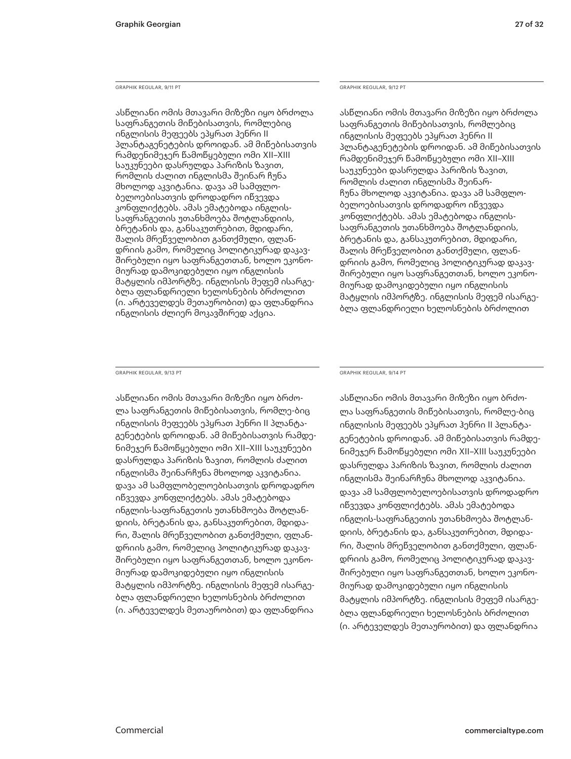GRAPHIK REGULAR, 9/11 PT

ასწლიანი ომის მთავარი მიზეზი იყო ბრძოლა საფრანგეთის მიწებისათვის, რომლებიც ინგლისის მეფეებს ეპყრათ ჰენრი II პლანტაგენეტების დროიდან. ამ მიწებისათვის რამდენიმეჯერ წამოწყებული ომი XII–XIII საუკუნეები დასრულდა პარიზის ზავით, რომლის ძალით ინგლისმა შეინარ ჩუნა მხოლოდ აკვიტანია. დავა ამ სამფლობელოებისათვის დროდადრო იწვევდა კონფლიქტებს. ამას ემატებოდა ინგლის-საფრანგეთის უთანხმოება შოტლანდიის, ბრეტანის და, განსაკუთრებით, მდიდარი, შალის მრეწველობით განთქმული, ფლანდრიის გამო, რომელიც პოლიტიკურად დაკავშირებული იყო საფრანგეთთან, ხოლო ეკონომიურად დამოკიდებული იყო ინგლისის მატყლის იმპორტზე. ინგლისის მეფემ ისარგებლა ფლანდრიელი ხელოსნების ბრძოლით (ი. არტეველდეს მეთაურობით) და ფლანდრია ინგლისის ძლიერ მოკავშირედ აქცია.

GRAPHIK REGULAR, 9/12 PT

ასწლიანი ომის მთავარი მიზეზი იყო ბრძოლა საფრანგეთის მიწებისათვის, რომლებიც ინგლისის მეფეებს ეპყრათ ჰენრი II პლანტაგენეტების დროიდან. ამ მიწებისათვის რამდენიმეჯერ წამოწყებული ომი XII–XIII საუკუნეები დასრულდა პარიზის ზავით, რომლის ძალით ინგლისმა შეინარჩუნა მხოლოდ აკვიტანია. დავა ამ სამფლობელოებისათვის დროდადრო იწვევდა კონფლიქტებს. ამას ემატებოდა ინგლის-საფრანგეთის უთანხმოება შოტლანდიის, ბრეტანის და, განსაკუთრებით, მდიდარი, შალის მრეწველობით განთქმული, ფლანდრიის გამო, რომელიც პოლიტიკურად დაკავშირებული იყო საფრანგეთთან, ხოლო ეკონომიურად დამოკიდებული იყო ინგლისის მატყლის იმპორტზე. ინგლისის მეფემ ისარგებლა ფლანდრიელი ხელოსნების ბრძოლით

GRAPHIK REGULAR, 9/13 PT

ასწლიანი ომის მთავარი მიზეზი იყო ბრძოლა საფრანგეთის მიწებისათვის, რომლე-ბიც ინგლისის მეფეებს ეპყრათ ჰენრი II პლანტაგენეტების დროიდან. ამ მიწებისათვის რამდენიმეჯერ წამოწყებული ომი XII–XIII საუკუნეები დასრულდა პარიზის ზავით, რომლის ძალით ინგლისმა შეინარჩუნა მხოლოდ აკვიტანია. დავა ამ სამფლობელოებისათვის დროდადრო იწვევდა კონფლიქტებს. ამას ემატებოდა ინგლის-საფრანგეთის უთანხმოება შოტლანდიის, ბრეტანის და, განსაკუთრებით, მდიდარი, შალის მრეწველობით განთქმული, ფლანდრიის გამო, რომელიც პოლიტიკურად დაკავშირებული იყო საფრანგეთთან, ხოლო ეკონომიურად დამოკიდებული იყო ინგლისის მატყლის იმპორტზე. ინგლისის მეფემ ისარგებლა ფლანდრიელი ხელოსნების ბრძოლით (ი. არტეველდეს მეთაურობით) და ფლანდრია

GRAPHIK REGULAR, 9/14 PT

ასწლიანი ომის მთავარი მიზეზი იყო ბრძოლა საფრანგეთის მიწებისათვის, რომლე-ბიც ინგლისის მეფეებს ეპყრათ ჰენრი II პლანტაგენეტების დროიდან. ამ მიწებისათვის რამდენიმეჯერ წამოწყებული ომი XII–XIII საუკუნეები დასრულდა პარიზის ზავით, რომლის ძალით ინგლისმა შეინარჩუნა მხოლოდ აკვიტანია. დავა ამ სამფლობელოებისათვის დროდადრო იწვევდა კონფლიქტებს. ამას ემატებოდა ინგლის-საფრანგეთის უთანხმოება შოტლანდიის, ბრეტანის და, განსაკუთრებით, მდიდარი, შალის მრეწველობით განთქმული, ფლანდრიის გამო, რომელიც პოლიტიკურად დაკავშირებული იყო საფრანგეთთან, ხოლო ეკონომიურად დამოკიდებული იყო ინგლისის მატყლის იმპორტზე. ინგლისის მეფემ ისარგებლა ფლანდრიელი ხელოსნების ბრძოლით (ი. არტეველდეს მეთაურობით) და ფლანდრია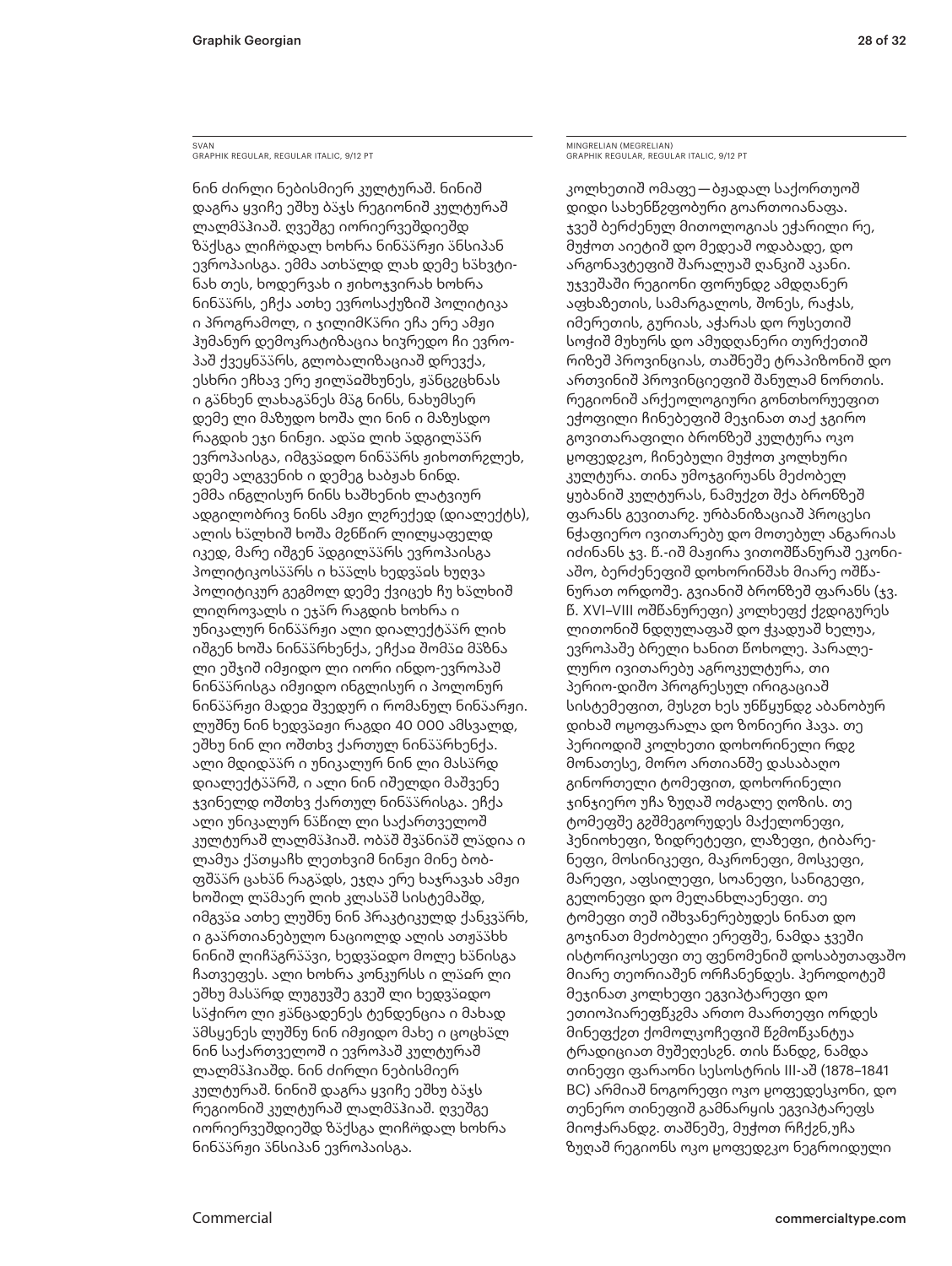SVAN
GRAPHIK REGULAR, REGULAR ITALIC, 9/12 PT

ნინ ძირლი ნებისმიერ კულტურაშ. ნინიშ დაგრა ყვიჩე ეშხუ ბჲჴს რეგიონიშ კულტურაშ ლალმჲჰიაშ. ღვეშგე იორიერვეშდიეშდ ზჲქსგა ლიჩრდალ ხოხრა ნინჲჲრჟი ჲნსიპან ევროპაისგა. ემმა ათხჲლდ ლახ დემე ხჲხვტინახ თეს, ხოდერვახ ი ჟიხოჯვირახ ხოხრა ნინჲჲრს, ეჩქა ათხე ევროსაქუზიშ პოლიტიკა ი პროგრამოლ, ი ჯილიმKჲრი ეჩა ერე ამჟი ჰუმანურ დემოკრატიზაცია ხიჷრედო ჩი ევროპაშ ქვეყნჲჲრს, გლობალიზაციაშ დრევქა, ესხრი ეჩხავ ერე ჟილჲძხუნეს, ჟჲნცეცხნას ი გჲნხენ ლახაგჲნეს მჲგ ნინს, ნახუმსერ დემე ლი მაზუდო ხოშა ლი ნინ ი მაზუსდო რაგდიხ ეჯი ნინჟი. ადჲჲ ლიხ ჲდგილჲჲრ ევროპაისგა, იმგვჲჲდო ნინჲჲრს ჟიხოთრგლეხ, დემე ალგვენიხ ი დემეგ ხაბჟახ ნინდ. ემმა ინგლისურ ნინს ხაშხენიხ ლატვიურ ადგილობრივ ნინს ამჟი ლღრექედ (დიალექტს), ალის ხჲლხიშ ხოშა მჷნწირ ლილყაფელდ იკედ, მარე იშგენ ჲდგილჲჲრს ევროპაისგა პოლიტიკოსჲჲრს ი ხჲჲლს ხედვჲჲს ხუღვა პოლიტიკურ გეგმოლ დემე ქვიცეხ ჩუ ხჲლხიშ ლიღროვალს ი ეჯჲრ რაგდიხ ხოხრა ი უნიკალურ ნინჲჲრჟი ალი დიალექტჲჲრ ლიხ იშგენ ხოშა ნინჲჲრხენქა, ეჩქაჲ შომჲჲ მჲზნა ლი ეშჯიშ იმჟიდო ლი იორი ინდო-ევროპაშ ნინჲჲრისგა იმჟიდო ინგლისურ ი პოლონურ ნინჲჲრჟი მადეჲ შვედურ ი რომანულ ნინჲარჟი. ლუშნუ ნინ ხედვჲჲჟი რადდი 40 000 ამსვალდ, ეშხუ ნინ ლი ოშთხვ ქართულ ნინჲჲრხენქა. ალი მდიდჲჲრ ი უნიკალურ ნინ ლი მასჲრდ დიალექტჲჲრშ, ი ალი ნინ იშელდი მაშვენე ჯვინელდ ოშთხვ ქართულ ნინჲჲრისგა. ეჩქა ალი უნიკალურ ნჲწილ ლი საქართველოშ კულტურაშ ლალმჲჰიაშ. ობჲშ შვჲნიჲშ ლჲდია ი ლამუა ქჲთყაჩხ ლეთხვიმ ნინჟი მინე ბობფშჲჲრ ცახჲნ რაგჲდს, ეჯღა ერე ხაჯრავახ ამჟი ხოშილ ლჲმაერ ლიხ კლასჲშ სისტემაშდ, იმგვჲჲ ათხე ლუშნუ ნინ პრაკტიკულდ ქანკვჲრხ, ი გაჲრთიანებულო ნაციოლდ ალის ათჟჲჲხხ ნინიშ ლიჩჲგრჲჲვი, ხედვჲჲდო მოლე ხჲნისგა ჩათვეფეს. ალი ხოხრა კონკურსს ი ლჲარ ლი ეშხუ მასჲრდ ლუგუეშე გვეშ ლი ხედვჲჲდო სჲჭირო ლი ჟჲნცადენეს ტენდენცია ი მახად ჰმსყენეს ლუშნუ ნინ იმჟიდო მახე ი ცოცხჲლ ნინ საქართველოშ ი ევროპაშ კულტურაშ ლალმჲჰიაშდ. ნინ ძირლი ნებისმიერ კულტურაშ. ნინიშ დაგრა ყვიჩე ეშხუ ბჲჴს რეგიონიშ კულტურაშ ლალმჲჰიაშ. ღვეშგე იორიერვეშდიეშდ ზჲქსგა ლიჩრდალ ხოხრა ნინჲჲრჟი ჲნსიპან ევროპაისგა.

MINGRELIAN (MEGRELIAN)
GRAPHIK REGULAR, REGULAR ITALIC, 9/12 PT

კოლხეთიშ ომაფე — ბჟადალ საქორთუოშ დიდი სახენწჷფობური გოართოიანაფა. ჯვეშ ბერძენულ მითოლოგიას ეჭარილი რე, მუჭოთ აიეტიშ დო მედეაშ ოდაბადე, დო არგონავტეფიშ შარალუაშ ღანკიშ აკანი. უჯვეშაში რეგიონი ფორუნდჷ ამდღანერ აფხაზეთის, სამარგალოს, შონეს, რაჭას, იმერეთის, გურიას, აჭარას დო რუსეთიშ სოჭიშ მუხურს დო ამუდღანერი თურქეთიშ რიზეშ პროვინციას, თაშნეშე ტრაპიზონიშ დო ართვინიშ პროვინციეფიშ შანულამ ნორთის. რეგიონიშ არქეოლოგიური გონთხორუეფით ეჭოფილი ჩინებეფიშ მეჯინათ თაქ ჯგირო გოვითარაფილი ბრონზეშ კულტურა ოკო ყოფედჷკო, ჩინებული მუჭოთ კოლხური კულტურა. თინა უმოჯგირუანს მეძობელ ყუბანიშ კულტურას, ნამუჭო შქა ბრონზეშ ფარანს გევითარჷ. ურბანიზაციაშ პროცესი ნჭაფიერო ივითარებუ დო მოთებულ ანგარიას იძინანს ჯვ. წ.-იშ მაჟირა ვითოშწანურაშ ეკონიაშო, ბერძენეფიშ დოხორინშახ მიარე ოშწანურათ ორდოშე. გვიანიშ ბრონზეშ ფარანს (ჯვ. წ. XVI–VIII ოშწანურეფი) კოლხეფქ ქჷდიგურეს ლითონიშ ნდღულაფაშ დო ჭკადუაშ ხელუა, ევროპაშე ბრელი ხანით წოხოლე. პარალელური ივითარებუ აგროკულტურა, თი პერიო-დიშო პროგრესულ ირიგაციაშ სისტემეფით, მუსჷთ ხეს უნწყუნდჷ აბანობურ დიხაშ ოფოფარალა დო ზონიერი ჰავა. თე პერიოდიშ კოლხეთი დოხორინელი რდჷ მონათესე, მორო ართიანშე დასაბაღო გინორთელი ტომეფით, დოხორინელი ჯინჯიერო უჩა ზუღაშ ოძგალე ღოზის. თე ტომეფშე გჷშმეგორუდეს მაქელონეფი, ჰენიოხეფი, ზიდრეტეფი, ლაზეფი, ტიბარენეფი, მოსინიკეფი, მაკრონეფი, მოსკეფი, მარეფი, აფსილეფი, სოანეფი, სანიგეფი, გელონეფი დო მელანხლაენეფი. თე ტომეფი თეშ იშხვანერებუდეს ნინათ დო გოჯინათ მეძობელი ერეფეშე, ნამდა ჯვეში ისტორიკოსეფი თე ფენომენიშ დოსაბუთაფაშო მიარე თეორიაშენ ორჩანენდეს. ჰეროდოტეშ მეჯინათ კოლხეფი ეგვიპტარეფი დო ეთიოპიარეფწკჷმა ართო მაართეფი ორდეს მინეფქეთ ქომოლკოჩეფიშ წჷმოჩკანტუა ტრადიციათ მუშეღესჷნ. თის წანდჷ, ნამდა თინეფი ფარაონი სესოსტრის III-აშ (1878–1841 BC) არმიაშ ნოგორეფი ოკო ყოფედესკონი, დო თენერო თინეფიშ გამნარყის ეგვიპტარეფს მიოჭარანდჷ. თაშნეშე, მუჭოთ რჩქჷნ,უჩა ზუღაშ რეგიონს ოკო ყოფედჷკო ნეგროიდული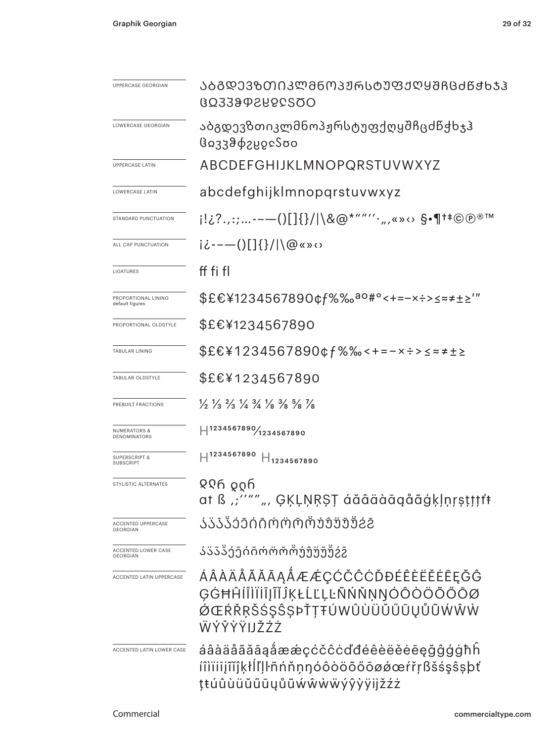| | |
|---|---|
| UPPERCASE GEORGIAN | ᲐᲑᲒᲓᲔᲕᲖᲗᲘᲙᲚᲛᲜᲝᲞᲟᲠᲡᲢᲣᲤᲥᲦᲧᲨᲩᲪᲫᲬᲭᲮᲯᲰ ᲱᲲᲳᲴᲵᲶᲷᲸᲹᲺᲽᲾᲿ |
| LOWERCASE GEORGIAN | აბგდევზთიკლმნოპჟრსტუფქღყშჩცძწჭხჯჰ ჱჲჳჴჵჶჷჸჹჺჽჾჿ |
| UPPERCASE LATIN | ABCDEFGHIJKLMNOPQRSTUVWXYZ |
| LOWERCASE LATIN | abcdefghijklmnopqrstuvwxyz |
| STANDARD PUNCTUATION | ¡!¿?.,:;…-–—()[]{}/\|\&@*""''·„‚«»‹› §•¶†‡©℗®™ |
| ALL CAP PUNCTUATION | ¡¿-–—()[]{}/\|\@«»‹› |
| LIGATURES | ff fi fl |
| PROPORTIONAL LINING default figures | $£€¥1234567890¢ƒ%‰ªº#°<+=−×÷>≤≈≠±≥'" |
| PROPORTIONAL OLDSTYLE | $£€¥1234567890 |
| TABULAR LINING | $£€¥1234567890¢ƒ%‰<+=−×÷>≤≈≠±≥ |
| TABULAR OLDSTYLE | $£€¥1234567890 |
| PREBUILT FRACTIONS | ½ ⅓ ⅔ ¼ ¾ ⅛ ⅜ ⅝ ⅞ |
| NUMERATORS & DENOMINATORS | $H^{1234567890}/_{1234567890}$ |
| SUPERSCRIPT & SUBSCRIPT | $H^{1234567890}$ $H_{1234567890}$ |
| STYLISTIC ALTERNATES | ᲥᲦᲘ ქღი<br>at ß ,;''""„‚ ĢĶĻŅŖȘȚ áăâäàāąåãǵķļņŗșţțťŧ |
| ACCENTED UPPERCASE GEORGIAN | ᲐᲐ̈Ა̄Ა̈̄Ე́Ე̄Ი́Ი̄Ო́Ო̈Ო̄Ო̈̄Უ́Უ̂Უ̈Უ̄Უ̈̄ᲧᲧ̄ |
| ACCENTED LOWER CASE GEORGIAN | აა̈ა̄ა̈̄ე́ე̄ი́ი̄ო́ო̈ო̄ო̈̄უ́უ̂უ̈უ̄უ̈̄ყ́ყ̄ |
| ACCENTED LATIN UPPERCASE | ÁÂÀÄÅÃĂĀĄǺÆǼÇĆČĈĊĎĐÉÊÈËĚĖĒĘĞĜ ĢĠĦĤÍÎÌÏİĪĮĨĬĴĶŁĹĽĻĿÑŃŇŅŊÓÔÒÖÕŐŌØ ǾŒŔŘŖŠŚŞŜȘÞŤŢŦÚŴÛÙÜŬŰŪŲŮŨẂŴẀ ẄÝŶỲŸĲŽŹŻ |
| ACCENTED LATIN LOWER CASE | áâàäåãăāąǻæǽçćčĉċďđéêèëěėēęğĝģġħĥ íîìïiīįĩĭĵķłĺľļŀñńňņŋóôòöõőōøǿœŕřŗßšśşŝșþť ţŧúûùüŭűūųůũẃŵẁẅýŷỳÿĳžźż |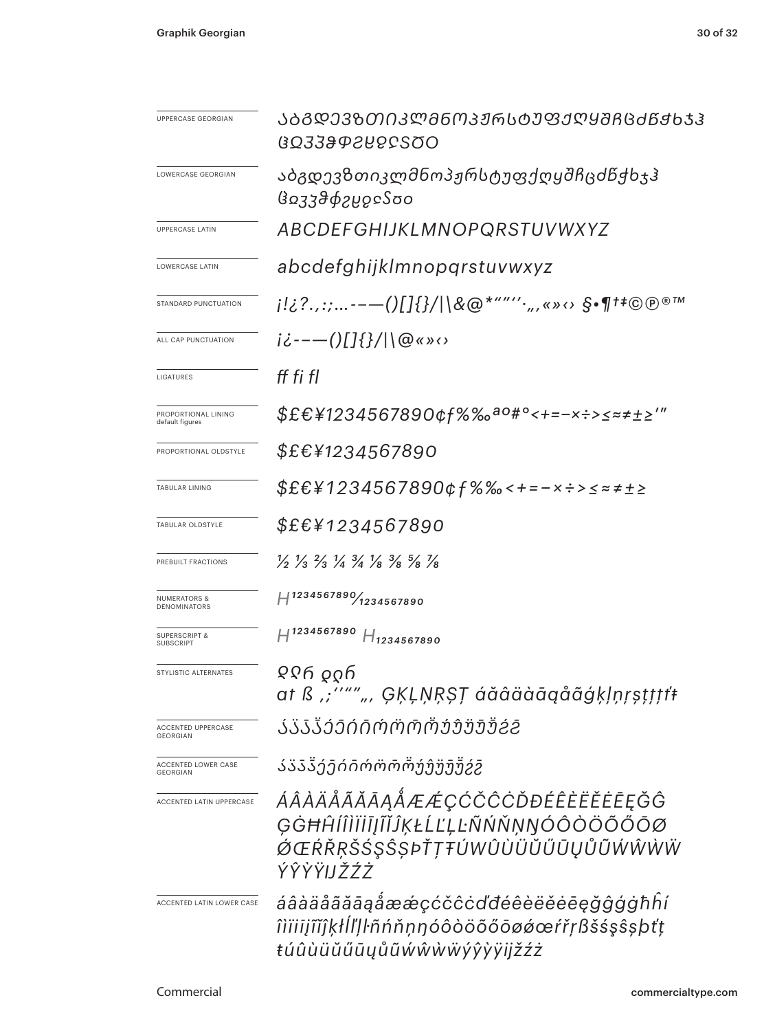| | |
|---|---|
| UPPERCASE GEORGIAN | ᲐᲑᲒᲓᲔᲕᲖᲗᲘᲙᲚᲛᲜᲝᲞᲟᲠᲡᲢᲣᲤᲥᲦᲧᲨᲩᲪᲫᲬᲭᲮᲯᲰᲱᲲᲳᲴᲵᲶᲷᲸᲹᲺ |
| LOWERCASE GEORGIAN | აბგდევზთიკლმნოპჟრსტუფქღყშჩცძწჭხჯჰჱჲჳჴჵჶჷჸჹჺ |
| UPPERCASE LATIN | ABCDEFGHIJKLMNOPQRSTUVWXYZ |
| LOWERCASE LATIN | abcdefghijklmnopqrstuvwxyz |
| STANDARD PUNCTUATION | ¡!¿?.,:;…-–—()[]{}/\|\&@*"""''·„‚«»‹› §•¶†‡©℗®™ |
| ALL CAP PUNCTUATION | ¡¿-–—()[]{}/\|\@«»‹› |
| LIGATURES | ff fi fl |
| PROPORTIONAL LINING default figures | $£€¥1234567890¢ƒ%‰ªº#°<+=−×÷>≤≈≠±≥′″ |
| PROPORTIONAL OLDSTYLE | $£€¥1234567890 |
| TABULAR LINING | $£€¥1234567890¢ƒ%‰<+=−×÷>≤≈≠±≥ |
| TABULAR OLDSTYLE | $£€¥1234567890 |
| PREBUILT FRACTIONS | ½ ⅓ ⅔ ¼ ¾ ⅛ ⅜ ⅝ ⅞ |
| NUMERATORS & DENOMINATORS | H1234567890/1234567890 |
| SUPERSCRIPT & SUBSCRIPT | H1234567890 H1234567890 |
| STYLISTIC ALTERNATES | ჲჲჩ ჲჲჩ at ß ,;‘’“”„‚ ĢĶĻŅŖȘȚ áăâäàāąåãǵķļņŗșţťţ ŧ |
| ACCENTED UPPERCASE GEORGIAN | ᲐᲐ̈ᲐᲐ̄ᲐᲐᲔᲔ̄ᲘᲘ̄ᲝᲝ̈ᲝᲝ̄ᲣᲣ̈ᲣᲣ̄ᲧᲧ̄ |
| ACCENTED LOWER CASE GEORGIAN | ააäāეēიīოöōუüūყȳ |
| ACCENTED LATIN UPPERCASE | ÁÂÀÄÅÃĂĀĄǺÆǼÇĆČĈĊĎĐÉÊÈËĚĖĒĘĞĜĢĠĦĤÍÎÌÏĪĮĨĬĴĶŁĹĽĻĿÑŃŇŅŊÓÔÒÖÕŐŌØǾŒŔŘŖŠŚŞŜȘÞŤŢŦÚÛÙÜŬŰŪŲŮŨẂŴẀẄÝŶỲŸĲŽŹŻ |
| ACCENTED LATIN LOWER CASE | áâàäåãăāąǻæǽçćčĉċďđéêèëěėēęğĝģġħĥíîìïīįĩĭĵķłĺľļŀñńňņŋóôòöõőōøǿœŕřŗßšśşŝșþťţŧúûùüŭűūųůũẃŵẁẅýŷỳÿĳžźż |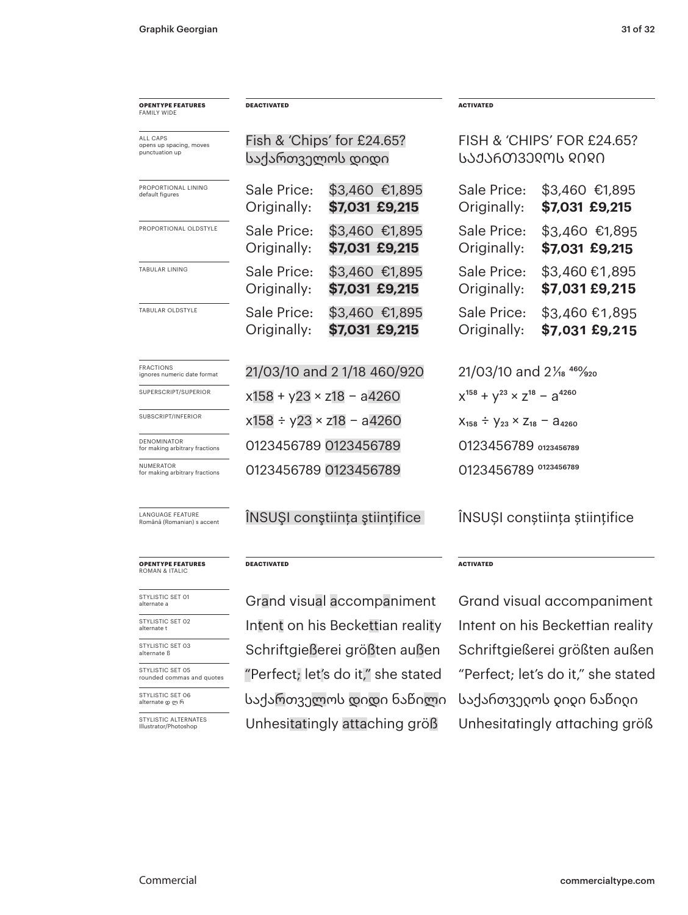| **OPENTYPE FEATURES** FAMILY WIDE | **DEACTIVATED** | | **ACTIVATED** | |
|---|---|---|---|---|
| ALL CAPS opens up spacing, moves punctuation up | Fish & 'Chips' for £24.65? საქართველოს დიდი | | FISH & 'CHIPS' FOR £24.65? ᲡᲐᲥᲐᲠᲗᲕᲔᲚᲝᲡ ᲓᲘᲓᲘ | |
| PROPORTIONAL LINING default figures | Sale Price: Originally: | $3,460 €1,895 **$7,031 £9,215** | Sale Price: Originally: | $3,460 €1,895 **$7,031 £9,215** |
| PROPORTIONAL OLDSTYLE | Sale Price: Originally: | $3,460 €1,895 **$7,031 £9,215** | Sale Price: Originally: | $3,460 €1,895 **$7,031 £9,215** |
| TABULAR LINING | Sale Price: Originally: | $3,460 €1,895 **$7,031 £9,215** | Sale Price: Originally: | $3,460 €1,895 **$7,031 £9,215** |
| TABULAR OLDSTYLE | Sale Price: Originally: | $3,460 €1,895 **$7,031 £9,215** | Sale Price: Originally: | $3,460 €1,895 **$7,031 £9,215** |
| FRACTIONS ignores numeric date format | 21/03/10 and 2 1/18 460/920 | | 21/03/10 and 2⅟18 460/920 | |
| SUPERSCRIPT/SUPERIOR | x158 + y23 × z18 – a4260 | | $x^{158} + y^{23} \times z^{18} - a^{4260}$ | |
| SUBSCRIPT/INFERIOR | x158 ÷ y23 × z18 – a4260 | | $x_{158} \div y_{23} \times z_{18} - a_{4260}$ | |
| DENOMINATOR for making arbitrary fractions | 0123456789 0123456789 | | 0123456789 $_{0123456789}$ | |
| NUMERATOR for making arbitrary fractions | 0123456789 0123456789 | | 0123456789 $^{0123456789}$ | |
| LANGUAGE FEATURE Română (Romanian) s accent | ÎNSUŞI conştiinţa ştiinţifice | | ÎNSUȘI conștiința științifice | |

| **OPENTYPE FEATURES** ROMAN & ITALIC | **DEACTIVATED** | **ACTIVATED** |
|---|---|---|
| STYLISTIC SET 01 alternate a | Grand visual accompaniment | Grand visual accompaniment |
| STYLISTIC SET 02 alternate t | Intent on his Beckettian reality | Intent on his Beckettian reality |
| STYLISTIC SET 03 alternate ß | Schriftgießerei größten außen | Schriftgießerei größten außen |
| STYLISTIC SET 05 rounded commas and quotes | "Perfect; let's do it," she stated | "Perfect; let's do it," she stated |
| STYLISTIC SET 06 alternate დ ლ რ | საქართველოს დიდი ნაწილი | საქართველოს დიდი ნაწილი |
| STYLISTIC ALTERNATES Illustrator/Photoshop | Unhesitatingly attaching größ | Unhesitatingly attaching größ |

Commercial

commercialtype.com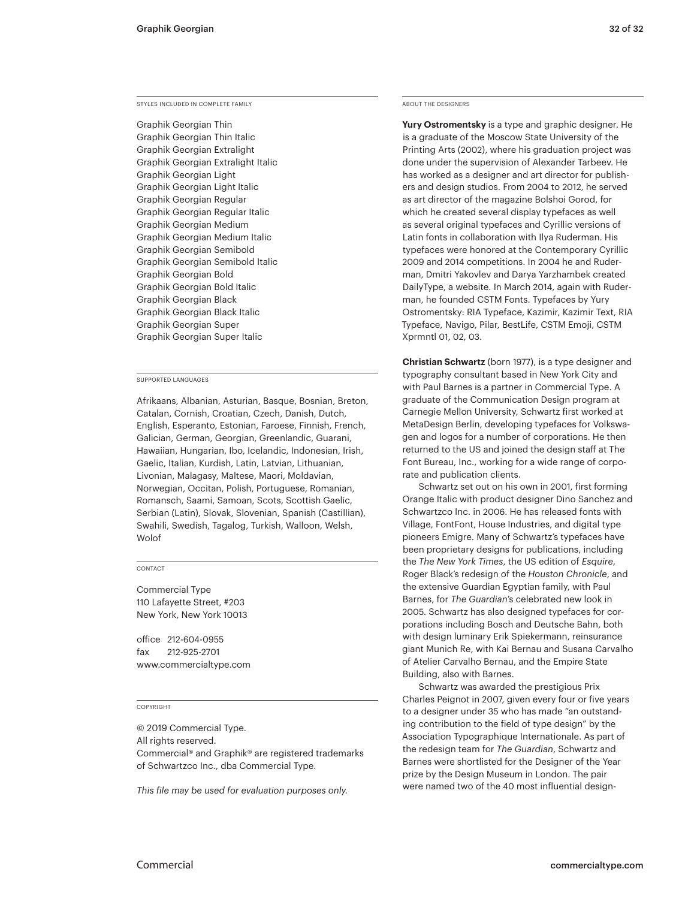## STYLES INCLUDED IN COMPLETE FAMILY

Graphik Georgian Thin
Graphik Georgian Thin Italic
Graphik Georgian Extralight
Graphik Georgian Extralight Italic
Graphik Georgian Light
Graphik Georgian Light Italic
Graphik Georgian Regular
Graphik Georgian Regular Italic
Graphik Georgian Medium
Graphik Georgian Medium Italic
Graphik Georgian Semibold
Graphik Georgian Semibold Italic
Graphik Georgian Bold
Graphik Georgian Bold Italic
Graphik Georgian Black
Graphik Georgian Black Italic
Graphik Georgian Super
Graphik Georgian Super Italic

## SUPPORTED LANGUAGES

Afrikaans, Albanian, Asturian, Basque, Bosnian, Breton, Catalan, Cornish, Croatian, Czech, Danish, Dutch, English, Esperanto, Estonian, Faroese, Finnish, French, Galician, German, Georgian, Greenlandic, Guarani, Hawaiian, Hungarian, Ibo, Icelandic, Indonesian, Irish, Gaelic, Italian, Kurdish, Latin, Latvian, Lithuanian, Livonian, Malagasy, Maltese, Maori, Moldavian, Norwegian, Occitan, Polish, Portuguese, Romanian, Romansch, Saami, Samoan, Scots, Scottish Gaelic, Serbian (Latin), Slovak, Slovenian, Spanish (Castillian), Swahili, Swedish, Tagalog, Turkish, Walloon, Welsh, Wolof

## CONTACT

Commercial Type
110 Lafayette Street, #203
New York, New York 10013

office 212-604-0955
fax 212-925-2701
www.commercialtype.com

## COPYRIGHT

© 2019 Commercial Type.
All rights reserved.
Commercial® and Graphik® are registered trademarks of Schwartzco Inc., dba Commercial Type.

*This file may be used for evaluation purposes only.*

## ABOUT THE DESIGNERS

**Yury Ostromentsky** is a type and graphic designer. He is a graduate of the Moscow State University of the Printing Arts (2002), where his graduation project was done under the supervision of Alexander Tarbeev. He has worked as a designer and art director for publishers and design studios. From 2004 to 2012, he served as art director of the magazine Bolshoi Gorod, for which he created several display typefaces as well as several original typefaces and Cyrillic versions of Latin fonts in collaboration with Ilya Ruderman. His typefaces were honored at the Contemporary Cyrillic 2009 and 2014 competitions. In 2004 he and Ruderman, Dmitri Yakovlev and Darya Yarzhambek created DailyType, a website. In March 2014, again with Ruderman, he founded CSTM Fonts. Typefaces by Yury Ostromentsky: RIA Typeface, Kazimir, Kazimir Text, RIA Typeface, Navigo, Pilar, BestLife, CSTM Emoji, CSTM Xprmntl 01, 02, 03.

**Christian Schwartz** (born 1977), is a type designer and typography consultant based in New York City and with Paul Barnes is a partner in Commercial Type. A graduate of the Communication Design program at Carnegie Mellon University, Schwartz first worked at MetaDesign Berlin, developing typefaces for Volkswagen and logos for a number of corporations. He then returned to the US and joined the design staff at The Font Bureau, Inc., working for a wide range of corporate and publication clients.

Schwartz set out on his own in 2001, first forming Orange Italic with product designer Dino Sanchez and Schwartzco Inc. in 2006. He has released fonts with Village, FontFont, House Industries, and digital type pioneers Emigre. Many of Schwartz's typefaces have been proprietary designs for publications, including the *The New York Times*, the US edition of *Esquire*, Roger Black's redesign of the *Houston Chronicle*, and the extensive Guardian Egyptian family, with Paul Barnes, for *The Guardian*'s celebrated new look in 2005. Schwartz has also designed typefaces for corporations including Bosch and Deutsche Bahn, both with design luminary Erik Spiekermann, reinsurance giant Munich Re, with Kai Bernau and Susana Carvalho of Atelier Carvalho Bernau, and the Empire State Building, also with Barnes.

Schwartz was awarded the prestigious Prix Charles Peignot in 2007, given every four or five years to a designer under 35 who has made "an outstanding contribution to the field of type design" by the Association Typographique Internationale. As part of the redesign team for *The Guardian*, Schwartz and Barnes were shortlisted for the Designer of the Year prize by the Design Museum in London. The pair were named two of the 40 most influential design-